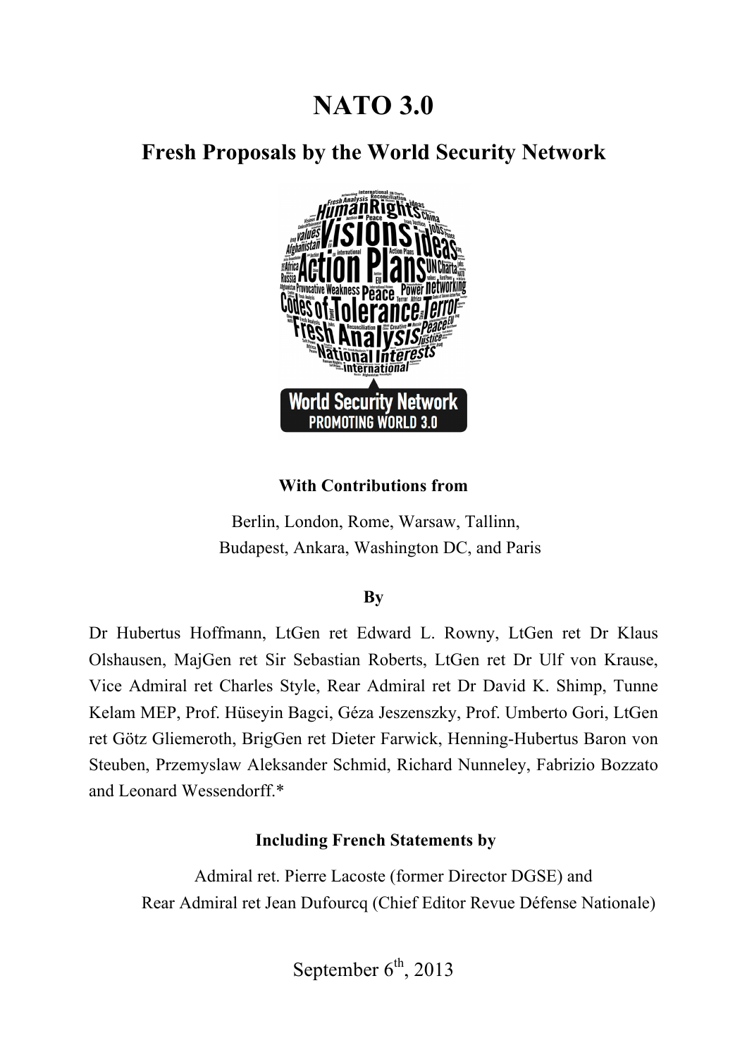# NATO 3.0

## Fresh Proposals by the World Security Network

**With Contributions from**

Berlin, London, Rome, Warsaw, Tallinn,
Budapest, Ankara, Washington DC, and Paris

**By**

Dr Hubertus Hoffmann, LtGen ret Edward L. Rowny, LtGen ret Dr Klaus Olshausen, MajGen ret Sir Sebastian Roberts, LtGen ret Dr Ulf von Krause, Vice Admiral ret Charles Style, Rear Admiral ret Dr David K. Shimp, Tunne Kelam MEP, Prof. Hüseyin Bagci, Géza Jeszenszky, Prof. Umberto Gori, LtGen ret Götz Gliemeroth, BrigGen ret Dieter Farwick, Henning-Hubertus Baron von Steuben, Przemyslaw Aleksander Schmid, Richard Nunneley, Fabrizio Bozzato and Leonard Wessendorff.*

**Including French Statements by**

Admiral ret. Pierre Lacoste (former Director DGSE) and
Rear Admiral ret Jean Dufourcq (Chief Editor Revue Défense Nationale)

September 6th, 2013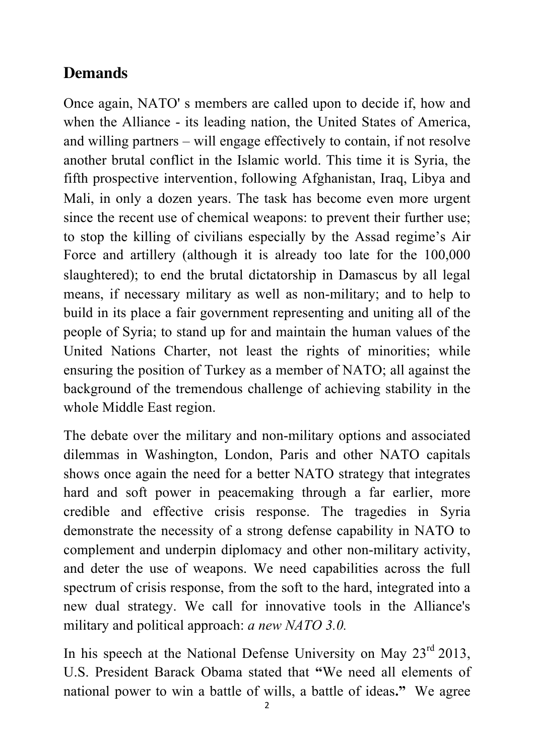## Demands

Once again, NATO' s members are called upon to decide if, how and when the Alliance - its leading nation, the United States of America, and willing partners – will engage effectively to contain, if not resolve another brutal conflict in the Islamic world. This time it is Syria, the fifth prospective intervention, following Afghanistan, Iraq, Libya and Mali, in only a dozen years. The task has become even more urgent since the recent use of chemical weapons: to prevent their further use; to stop the killing of civilians especially by the Assad regime's Air Force and artillery (although it is already too late for the 100,000 slaughtered); to end the brutal dictatorship in Damascus by all legal means, if necessary military as well as non-military; and to help to build in its place a fair government representing and uniting all of the people of Syria; to stand up for and maintain the human values of the United Nations Charter, not least the rights of minorities; while ensuring the position of Turkey as a member of NATO; all against the background of the tremendous challenge of achieving stability in the whole Middle East region.

The debate over the military and non-military options and associated dilemmas in Washington, London, Paris and other NATO capitals shows once again the need for a better NATO strategy that integrates hard and soft power in peacemaking through a far earlier, more credible and effective crisis response. The tragedies in Syria demonstrate the necessity of a strong defense capability in NATO to complement and underpin diplomacy and other non-military activity, and deter the use of weapons. We need capabilities across the full spectrum of crisis response, from the soft to the hard, integrated into a new dual strategy. We call for innovative tools in the Alliance's military and political approach: *a new NATO 3.0.*

In his speech at the National Defense University on May 23rd 2013, U.S. President Barack Obama stated that **"**We need all elements of national power to win a battle of wills, a battle of ideas**."** We agree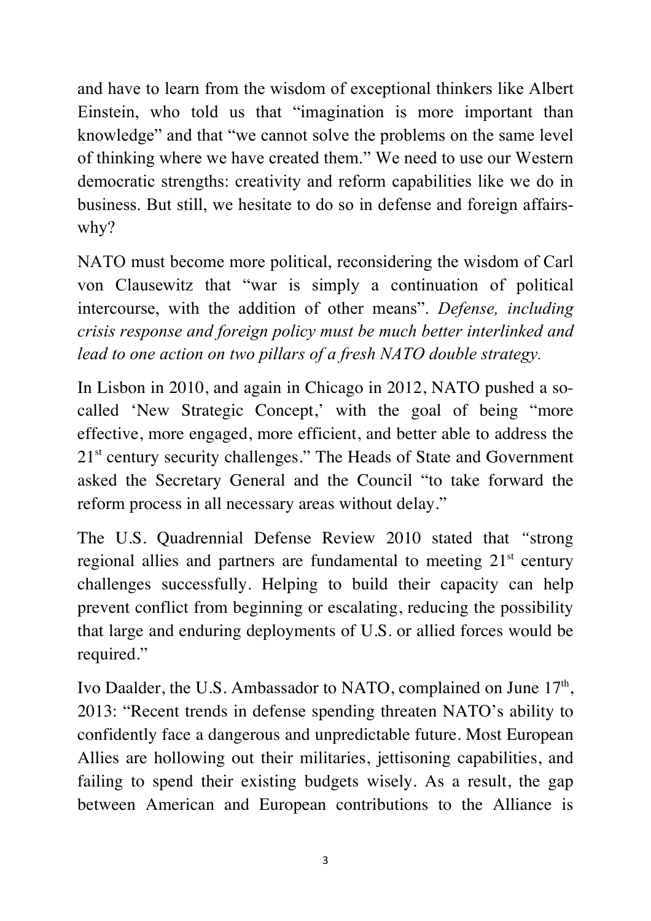and have to learn from the wisdom of exceptional thinkers like Albert Einstein, who told us that "imagination is more important than knowledge" and that "we cannot solve the problems on the same level of thinking where we have created them." We need to use our Western democratic strengths: creativity and reform capabilities like we do in business. But still, we hesitate to do so in defense and foreign affairs- why?

NATO must become more political, reconsidering the wisdom of Carl von Clausewitz that "war is simply a continuation of political intercourse, with the addition of other means". *Defense, including crisis response and foreign policy must be much better interlinked and lead to one action on two pillars of a fresh NATO double strategy.*

In Lisbon in 2010, and again in Chicago in 2012, NATO pushed a so-called 'New Strategic Concept,' with the goal of being "more effective, more engaged, more efficient, and better able to address the 21st century security challenges." The Heads of State and Government asked the Secretary General and the Council "to take forward the reform process in all necessary areas without delay."

The U.S. Quadrennial Defense Review 2010 stated that "strong regional allies and partners are fundamental to meeting 21st century challenges successfully. Helping to build their capacity can help prevent conflict from beginning or escalating, reducing the possibility that large and enduring deployments of U.S. or allied forces would be required."

Ivo Daalder, the U.S. Ambassador to NATO, complained on June 17th, 2013: "Recent trends in defense spending threaten NATO's ability to confidently face a dangerous and unpredictable future. Most European Allies are hollowing out their militaries, jettisoning capabilities, and failing to spend their existing budgets wisely. As a result, the gap between American and European contributions to the Alliance is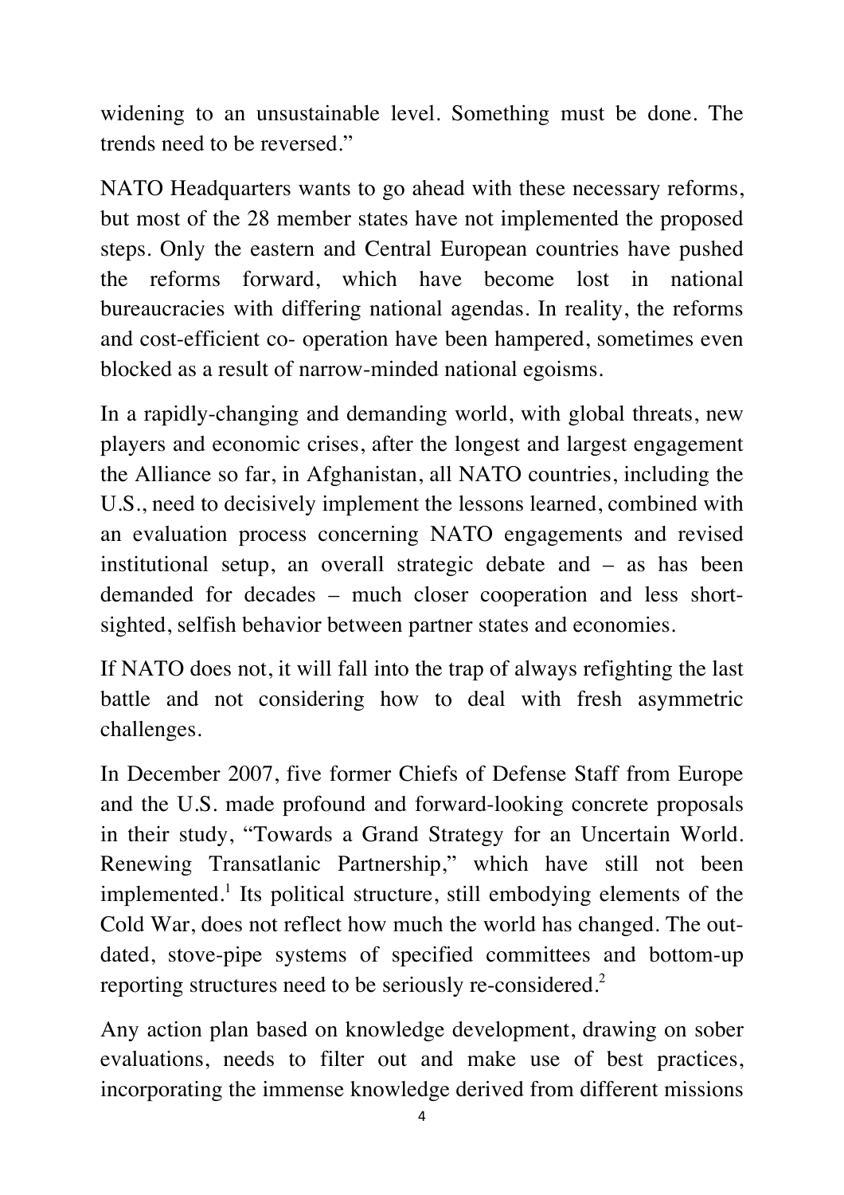widening to an unsustainable level. Something must be done. The trends need to be reversed."

NATO Headquarters wants to go ahead with these necessary reforms, but most of the 28 member states have not implemented the proposed steps. Only the eastern and Central European countries have pushed the reforms forward, which have become lost in national bureaucracies with differing national agendas. In reality, the reforms and cost-efficient co- operation have been hampered, sometimes even blocked as a result of narrow-minded national egoisms.

In a rapidly-changing and demanding world, with global threats, new players and economic crises, after the longest and largest engagement the Alliance so far, in Afghanistan, all NATO countries, including the U.S., need to decisively implement the lessons learned, combined with an evaluation process concerning NATO engagements and revised institutional setup, an overall strategic debate and – as has been demanded for decades – much closer cooperation and less short-sighted, selfish behavior between partner states and economies.

If NATO does not, it will fall into the trap of always refighting the last battle and not considering how to deal with fresh asymmetric challenges.

In December 2007, five former Chiefs of Defense Staff from Europe and the U.S. made profound and forward-looking concrete proposals in their study, "Towards a Grand Strategy for an Uncertain World. Renewing Transatlanic Partnership," which have still not been implemented.[1] Its political structure, still embodying elements of the Cold War, does not reflect how much the world has changed. The out-dated, stove-pipe systems of specified committees and bottom-up reporting structures need to be seriously re-considered.[2]

Any action plan based on knowledge development, drawing on sober evaluations, needs to filter out and make use of best practices, incorporating the immense knowledge derived from different missions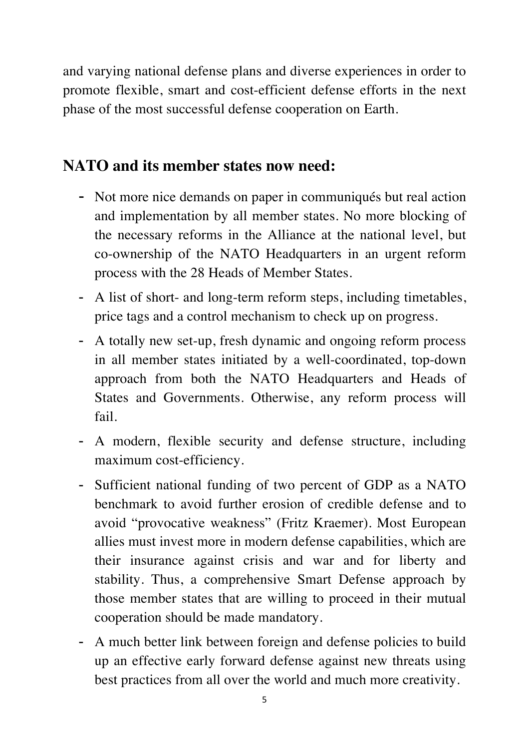and varying national defense plans and diverse experiences in order to promote flexible, smart and cost-efficient defense efforts in the next phase of the most successful defense cooperation on Earth.

## NATO and its member states now need:

- Not more nice demands on paper in communiqués but real action and implementation by all member states. No more blocking of the necessary reforms in the Alliance at the national level, but co-ownership of the NATO Headquarters in an urgent reform process with the 28 Heads of Member States.
- A list of short- and long-term reform steps, including timetables, price tags and a control mechanism to check up on progress.
- A totally new set-up, fresh dynamic and ongoing reform process in all member states initiated by a well-coordinated, top-down approach from both the NATO Headquarters and Heads of States and Governments. Otherwise, any reform process will fail.
- A modern, flexible security and defense structure, including maximum cost-efficiency.
- Sufficient national funding of two percent of GDP as a NATO benchmark to avoid further erosion of credible defense and to avoid "provocative weakness" (Fritz Kraemer). Most European allies must invest more in modern defense capabilities, which are their insurance against crisis and war and for liberty and stability. Thus, a comprehensive Smart Defense approach by those member states that are willing to proceed in their mutual cooperation should be made mandatory.
- A much better link between foreign and defense policies to build up an effective early forward defense against new threats using best practices from all over the world and much more creativity.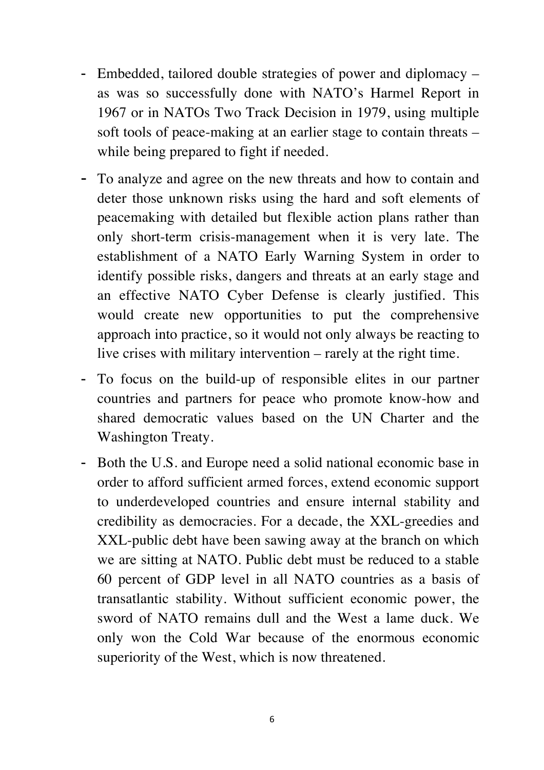- Embedded, tailored double strategies of power and diplomacy – as was so successfully done with NATO's Harmel Report in 1967 or in NATOs Two Track Decision in 1979, using multiple soft tools of peace-making at an earlier stage to contain threats – while being prepared to fight if needed.
- To analyze and agree on the new threats and how to contain and deter those unknown risks using the hard and soft elements of peacemaking with detailed but flexible action plans rather than only short-term crisis-management when it is very late. The establishment of a NATO Early Warning System in order to identify possible risks, dangers and threats at an early stage and an effective NATO Cyber Defense is clearly justified. This would create new opportunities to put the comprehensive approach into practice, so it would not only always be reacting to live crises with military intervention – rarely at the right time.
- To focus on the build-up of responsible elites in our partner countries and partners for peace who promote know-how and shared democratic values based on the UN Charter and the Washington Treaty.
- Both the U.S. and Europe need a solid national economic base in order to afford sufficient armed forces, extend economic support to underdeveloped countries and ensure internal stability and credibility as democracies. For a decade, the XXL-greedies and XXL-public debt have been sawing away at the branch on which we are sitting at NATO. Public debt must be reduced to a stable 60 percent of GDP level in all NATO countries as a basis of transatlantic stability. Without sufficient economic power, the sword of NATO remains dull and the West a lame duck. We only won the Cold War because of the enormous economic superiority of the West, which is now threatened.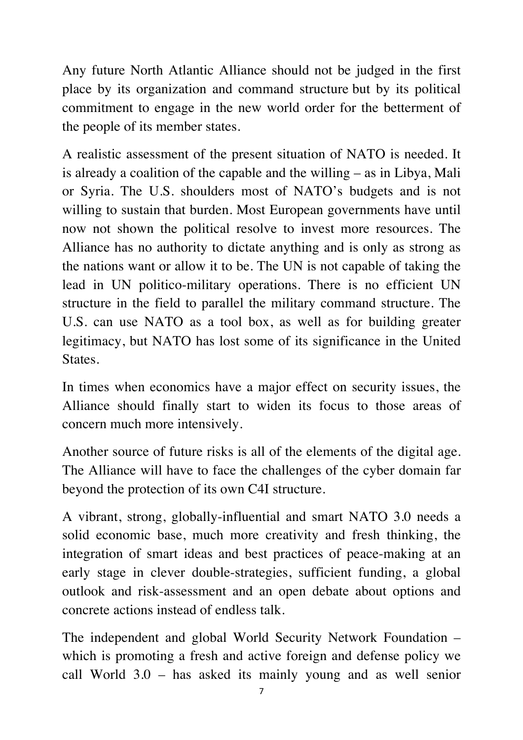Any future North Atlantic Alliance should not be judged in the first place by its organization and command structure but by its political commitment to engage in the new world order for the betterment of the people of its member states.

A realistic assessment of the present situation of NATO is needed. It is already a coalition of the capable and the willing – as in Libya, Mali or Syria. The U.S. shoulders most of NATO's budgets and is not willing to sustain that burden. Most European governments have until now not shown the political resolve to invest more resources. The Alliance has no authority to dictate anything and is only as strong as the nations want or allow it to be. The UN is not capable of taking the lead in UN politico-military operations. There is no efficient UN structure in the field to parallel the military command structure. The U.S. can use NATO as a tool box, as well as for building greater legitimacy, but NATO has lost some of its significance in the United States.

In times when economics have a major effect on security issues, the Alliance should finally start to widen its focus to those areas of concern much more intensively.

Another source of future risks is all of the elements of the digital age. The Alliance will have to face the challenges of the cyber domain far beyond the protection of its own C4I structure.

A vibrant, strong, globally-influential and smart NATO 3.0 needs a solid economic base, much more creativity and fresh thinking, the integration of smart ideas and best practices of peace-making at an early stage in clever double-strategies, sufficient funding, a global outlook and risk-assessment and an open debate about options and concrete actions instead of endless talk.

The independent and global World Security Network Foundation – which is promoting a fresh and active foreign and defense policy we call World 3.0 – has asked its mainly young and as well senior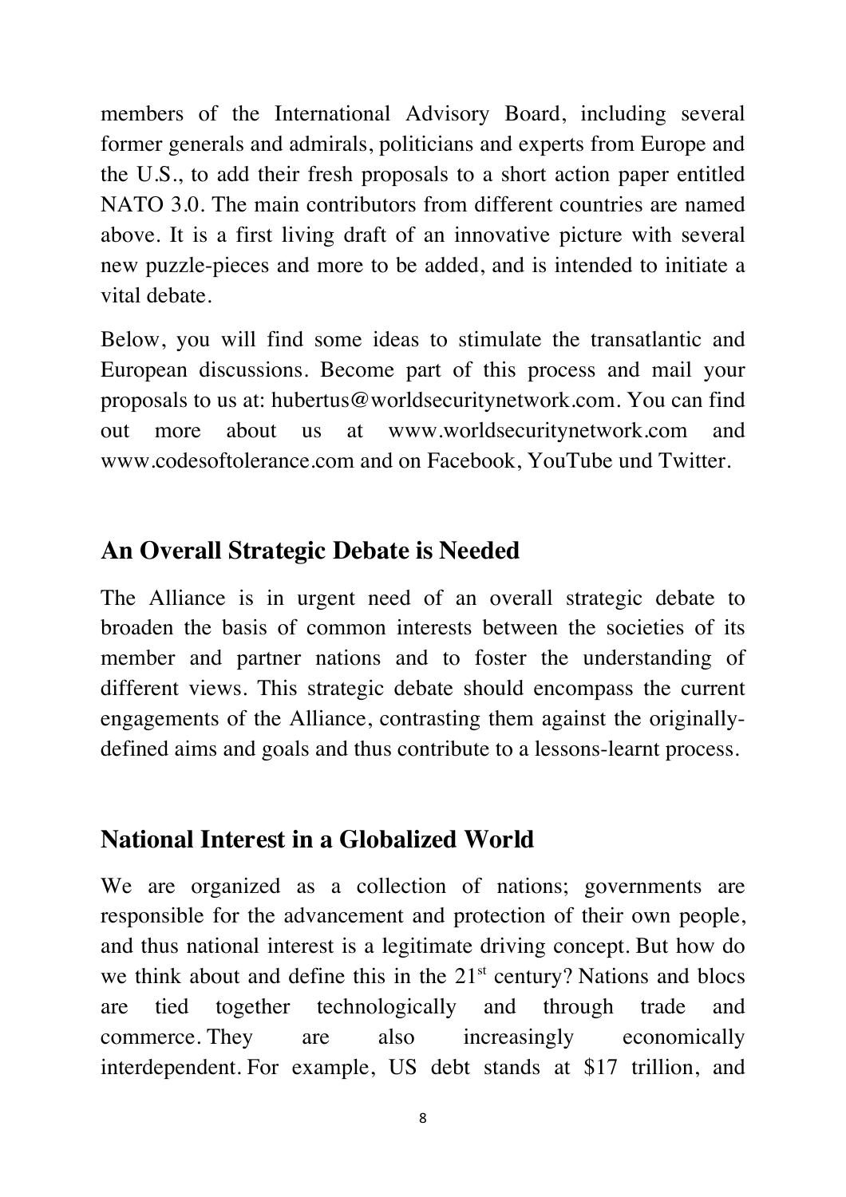members of the International Advisory Board, including several former generals and admirals, politicians and experts from Europe and the U.S., to add their fresh proposals to a short action paper entitled NATO 3.0. The main contributors from different countries are named above. It is a first living draft of an innovative picture with several new puzzle-pieces and more to be added, and is intended to initiate a vital debate.

Below, you will find some ideas to stimulate the transatlantic and European discussions. Become part of this process and mail your proposals to us at: hubertus@worldsecuritynetwork.com. You can find out more about us at www.worldsecuritynetwork.com and www.codesoftolerance.com and on Facebook, YouTube und Twitter.

## An Overall Strategic Debate is Needed

The Alliance is in urgent need of an overall strategic debate to broaden the basis of common interests between the societies of its member and partner nations and to foster the understanding of different views. This strategic debate should encompass the current engagements of the Alliance, contrasting them against the originally-defined aims and goals and thus contribute to a lessons-learnt process.

## National Interest in a Globalized World

We are organized as a collection of nations; governments are responsible for the advancement and protection of their own people, and thus national interest is a legitimate driving concept. But how do we think about and define this in the 21st century? Nations and blocs are tied together technologically and through trade and commerce. They are also increasingly economically interdependent. For example, US debt stands at $17 trillion, and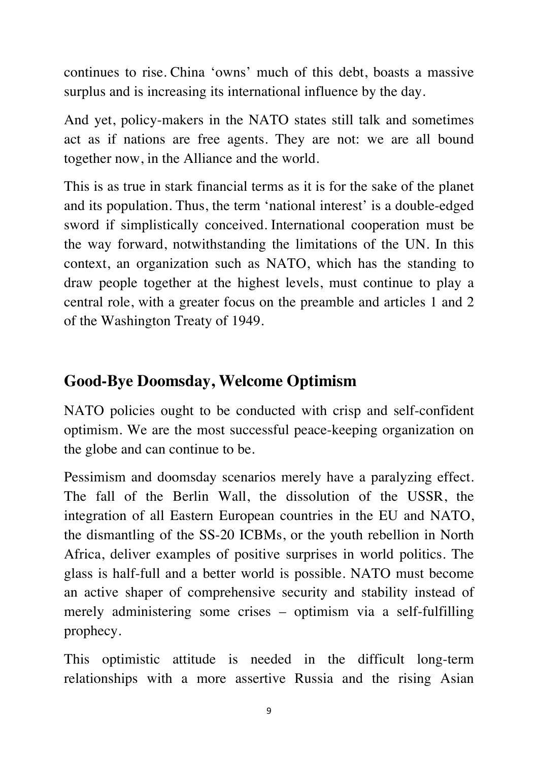continues to rise. China 'owns' much of this debt, boasts a massive surplus and is increasing its international influence by the day.

And yet, policy-makers in the NATO states still talk and sometimes act as if nations are free agents. They are not: we are all bound together now, in the Alliance and the world.

This is as true in stark financial terms as it is for the sake of the planet and its population. Thus, the term 'national interest' is a double-edged sword if simplistically conceived. International cooperation must be the way forward, notwithstanding the limitations of the UN. In this context, an organization such as NATO, which has the standing to draw people together at the highest levels, must continue to play a central role, with a greater focus on the preamble and articles 1 and 2 of the Washington Treaty of 1949.

## Good-Bye Doomsday, Welcome Optimism

NATO policies ought to be conducted with crisp and self-confident optimism. We are the most successful peace-keeping organization on the globe and can continue to be.

Pessimism and doomsday scenarios merely have a paralyzing effect. The fall of the Berlin Wall, the dissolution of the USSR, the integration of all Eastern European countries in the EU and NATO, the dismantling of the SS-20 ICBMs, or the youth rebellion in North Africa, deliver examples of positive surprises in world politics. The glass is half-full and a better world is possible. NATO must become an active shaper of comprehensive security and stability instead of merely administering some crises – optimism via a self-fulfilling prophecy.

This optimistic attitude is needed in the difficult long-term relationships with a more assertive Russia and the rising Asian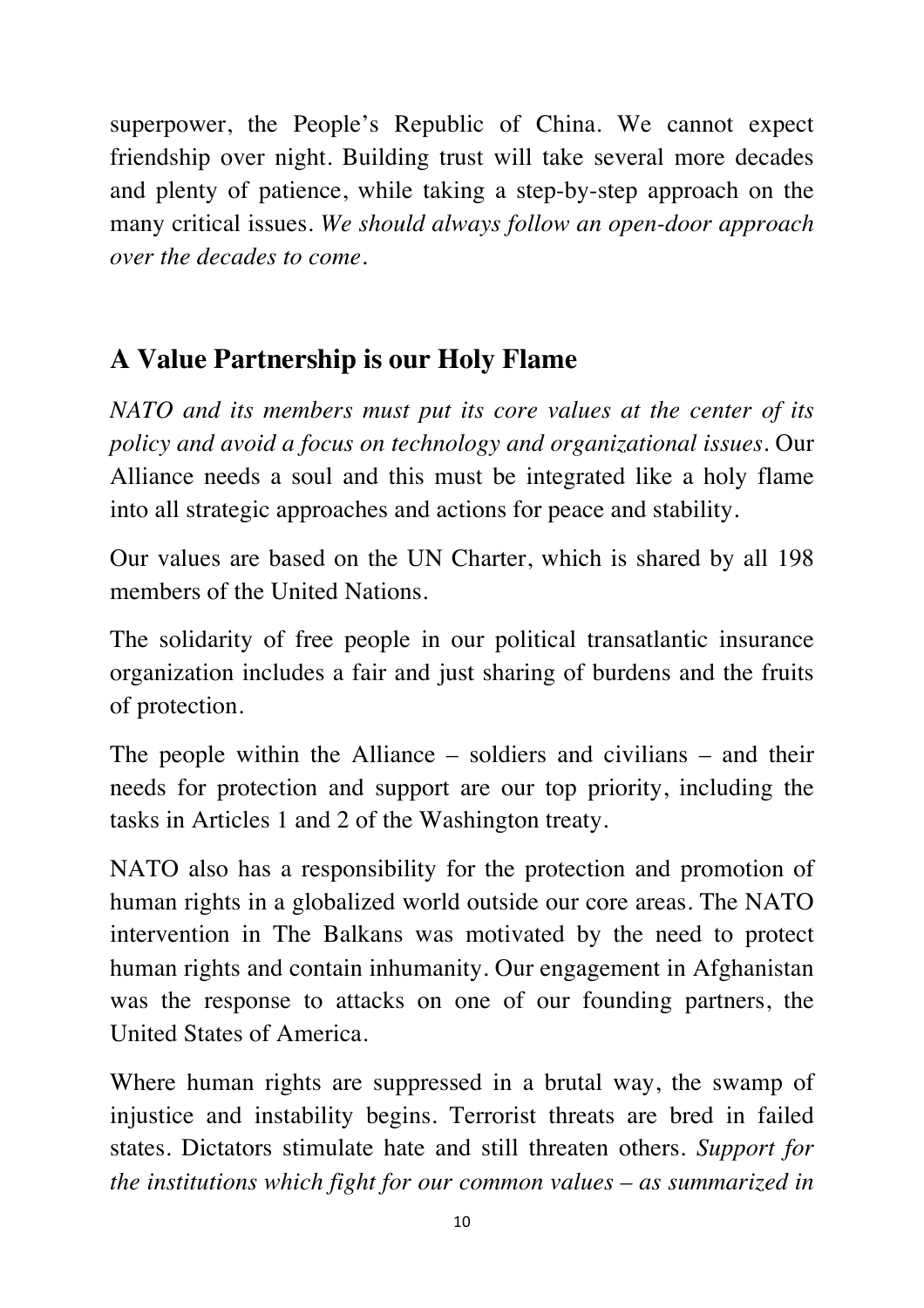superpower, the People's Republic of China. We cannot expect friendship over night. Building trust will take several more decades and plenty of patience, while taking a step-by-step approach on the many critical issues. *We should always follow an open-door approach over the decades to come*.

## A Value Partnership is our Holy Flame

*NATO and its members must put its core values at the center of its policy and avoid a focus on technology and organizational issues*. Our Alliance needs a soul and this must be integrated like a holy flame into all strategic approaches and actions for peace and stability.

Our values are based on the UN Charter, which is shared by all 198 members of the United Nations.

The solidarity of free people in our political transatlantic insurance organization includes a fair and just sharing of burdens and the fruits of protection.

The people within the Alliance – soldiers and civilians – and their needs for protection and support are our top priority, including the tasks in Articles 1 and 2 of the Washington treaty.

NATO also has a responsibility for the protection and promotion of human rights in a globalized world outside our core areas. The NATO intervention in The Balkans was motivated by the need to protect human rights and contain inhumanity. Our engagement in Afghanistan was the response to attacks on one of our founding partners, the United States of America.

Where human rights are suppressed in a brutal way, the swamp of injustice and instability begins. Terrorist threats are bred in failed states. Dictators stimulate hate and still threaten others. *Support for the institutions which fight for our common values – as summarized in*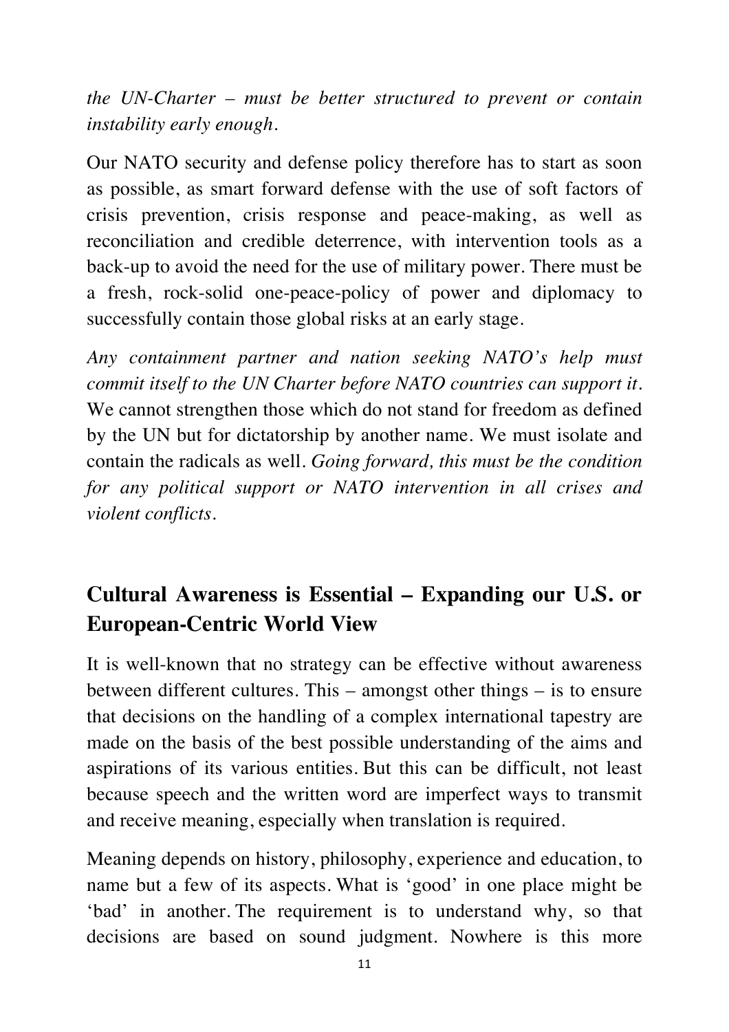*the UN-Charter – must be better structured to prevent or contain instability early enough.*

Our NATO security and defense policy therefore has to start as soon as possible, as smart forward defense with the use of soft factors of crisis prevention, crisis response and peace-making, as well as reconciliation and credible deterrence, with intervention tools as a back-up to avoid the need for the use of military power. There must be a fresh, rock-solid one-peace-policy of power and diplomacy to successfully contain those global risks at an early stage.

*Any containment partner and nation seeking NATO's help must commit itself to the UN Charter before NATO countries can support it.* We cannot strengthen those which do not stand for freedom as defined by the UN but for dictatorship by another name. We must isolate and contain the radicals as well. *Going forward, this must be the condition for any political support or NATO intervention in all crises and violent conflicts.*

## Cultural Awareness is Essential – Expanding our U.S. or European-Centric World View

It is well-known that no strategy can be effective without awareness between different cultures. This – amongst other things – is to ensure that decisions on the handling of a complex international tapestry are made on the basis of the best possible understanding of the aims and aspirations of its various entities. But this can be difficult, not least because speech and the written word are imperfect ways to transmit and receive meaning, especially when translation is required.

Meaning depends on history, philosophy, experience and education, to name but a few of its aspects. What is 'good' in one place might be 'bad' in another. The requirement is to understand why, so that decisions are based on sound judgment. Nowhere is this more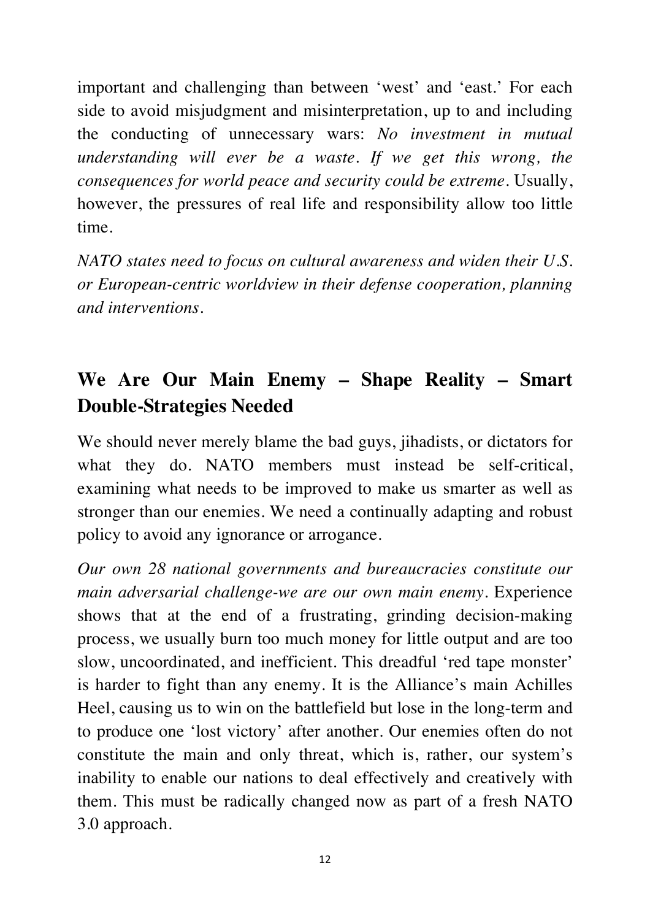important and challenging than between 'west' and 'east.' For each side to avoid misjudgment and misinterpretation, up to and including the conducting of unnecessary wars: *No investment in mutual understanding will ever be a waste. If we get this wrong, the consequences for world peace and security could be extreme.* Usually, however, the pressures of real life and responsibility allow too little time.

*NATO states need to focus on cultural awareness and widen their U.S. or European-centric worldview in their defense cooperation, planning and interventions.*

## We Are Our Main Enemy – Shape Reality – Smart Double-Strategies Needed

We should never merely blame the bad guys, jihadists, or dictators for what they do. NATO members must instead be self-critical, examining what needs to be improved to make us smarter as well as stronger than our enemies. We need a continually adapting and robust policy to avoid any ignorance or arrogance.

*Our own 28 national governments and bureaucracies constitute our main adversarial challenge-we are our own main enemy.* Experience shows that at the end of a frustrating, grinding decision-making process, we usually burn too much money for little output and are too slow, uncoordinated, and inefficient. This dreadful 'red tape monster' is harder to fight than any enemy. It is the Alliance's main Achilles Heel, causing us to win on the battlefield but lose in the long-term and to produce one 'lost victory' after another. Our enemies often do not constitute the main and only threat, which is, rather, our system's inability to enable our nations to deal effectively and creatively with them. This must be radically changed now as part of a fresh NATO 3.0 approach.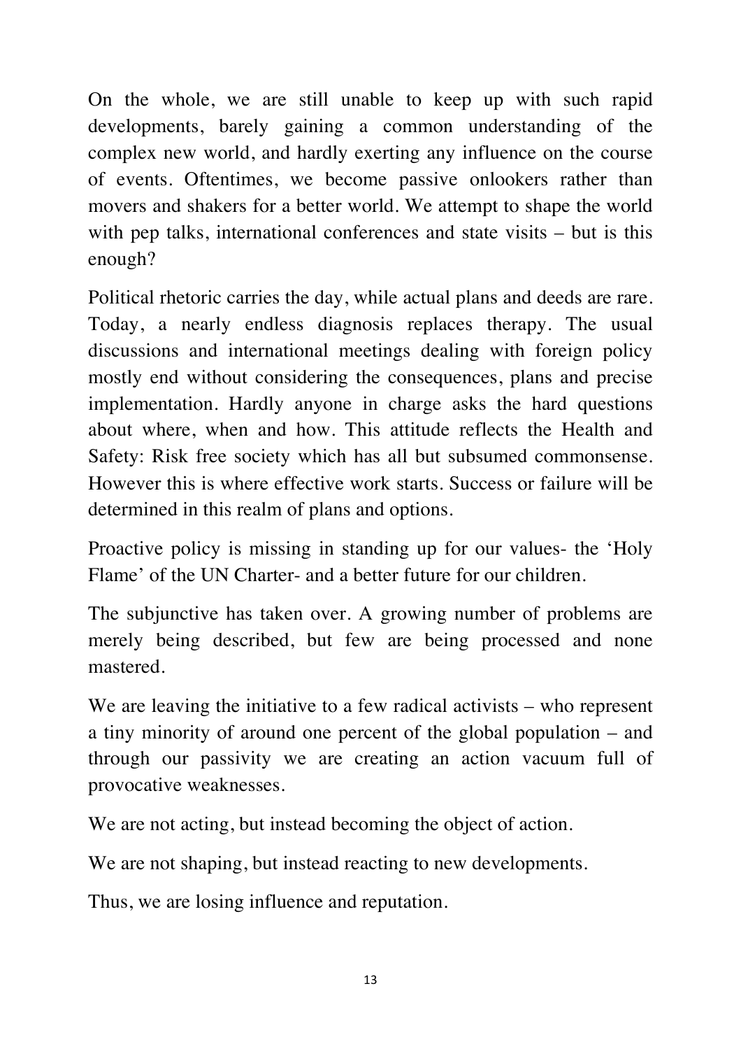On the whole, we are still unable to keep up with such rapid developments, barely gaining a common understanding of the complex new world, and hardly exerting any influence on the course of events. Oftentimes, we become passive onlookers rather than movers and shakers for a better world. We attempt to shape the world with pep talks, international conferences and state visits – but is this enough?

Political rhetoric carries the day, while actual plans and deeds are rare. Today, a nearly endless diagnosis replaces therapy. The usual discussions and international meetings dealing with foreign policy mostly end without considering the consequences, plans and precise implementation. Hardly anyone in charge asks the hard questions about where, when and how. This attitude reflects the Health and Safety: Risk free society which has all but subsumed commonsense. However this is where effective work starts. Success or failure will be determined in this realm of plans and options.

Proactive policy is missing in standing up for our values- the 'Holy Flame' of the UN Charter- and a better future for our children.

The subjunctive has taken over. A growing number of problems are merely being described, but few are being processed and none mastered.

We are leaving the initiative to a few radical activists – who represent a tiny minority of around one percent of the global population – and through our passivity we are creating an action vacuum full of provocative weaknesses.

We are not acting, but instead becoming the object of action.

We are not shaping, but instead reacting to new developments.

Thus, we are losing influence and reputation.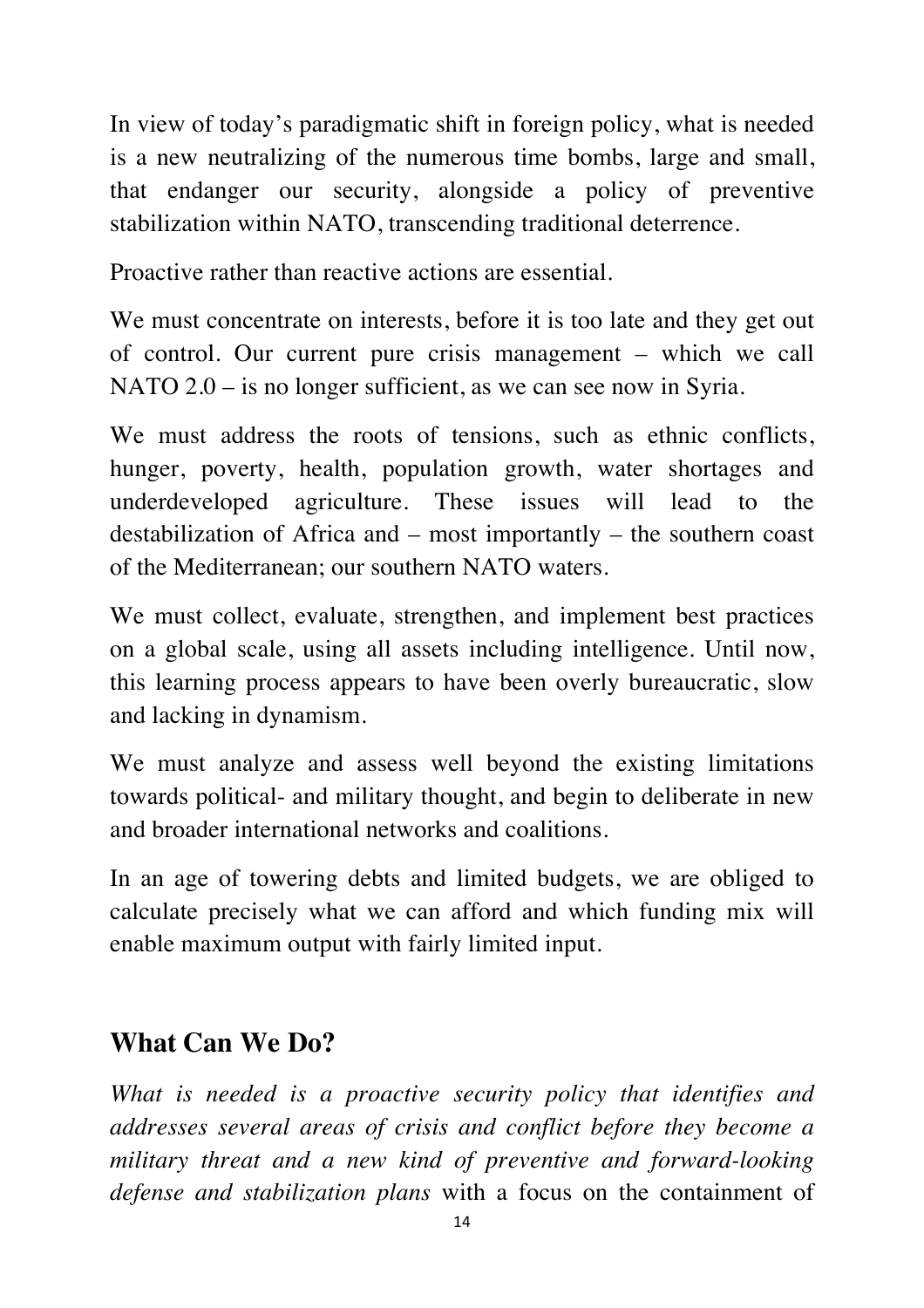In view of today's paradigmatic shift in foreign policy, what is needed is a new neutralizing of the numerous time bombs, large and small, that endanger our security, alongside a policy of preventive stabilization within NATO, transcending traditional deterrence.

Proactive rather than reactive actions are essential.

We must concentrate on interests, before it is too late and they get out of control. Our current pure crisis management – which we call NATO 2.0 – is no longer sufficient, as we can see now in Syria.

We must address the roots of tensions, such as ethnic conflicts, hunger, poverty, health, population growth, water shortages and underdeveloped agriculture. These issues will lead to the destabilization of Africa and – most importantly – the southern coast of the Mediterranean; our southern NATO waters.

We must collect, evaluate, strengthen, and implement best practices on a global scale, using all assets including intelligence. Until now, this learning process appears to have been overly bureaucratic, slow and lacking in dynamism.

We must analyze and assess well beyond the existing limitations towards political- and military thought, and begin to deliberate in new and broader international networks and coalitions.

In an age of towering debts and limited budgets, we are obliged to calculate precisely what we can afford and which funding mix will enable maximum output with fairly limited input.

## What Can We Do?

*What is needed is a proactive security policy that identifies and addresses several areas of crisis and conflict before they become a military threat and a new kind of preventive and forward-looking defense and stabilization plans* with a focus on the containment of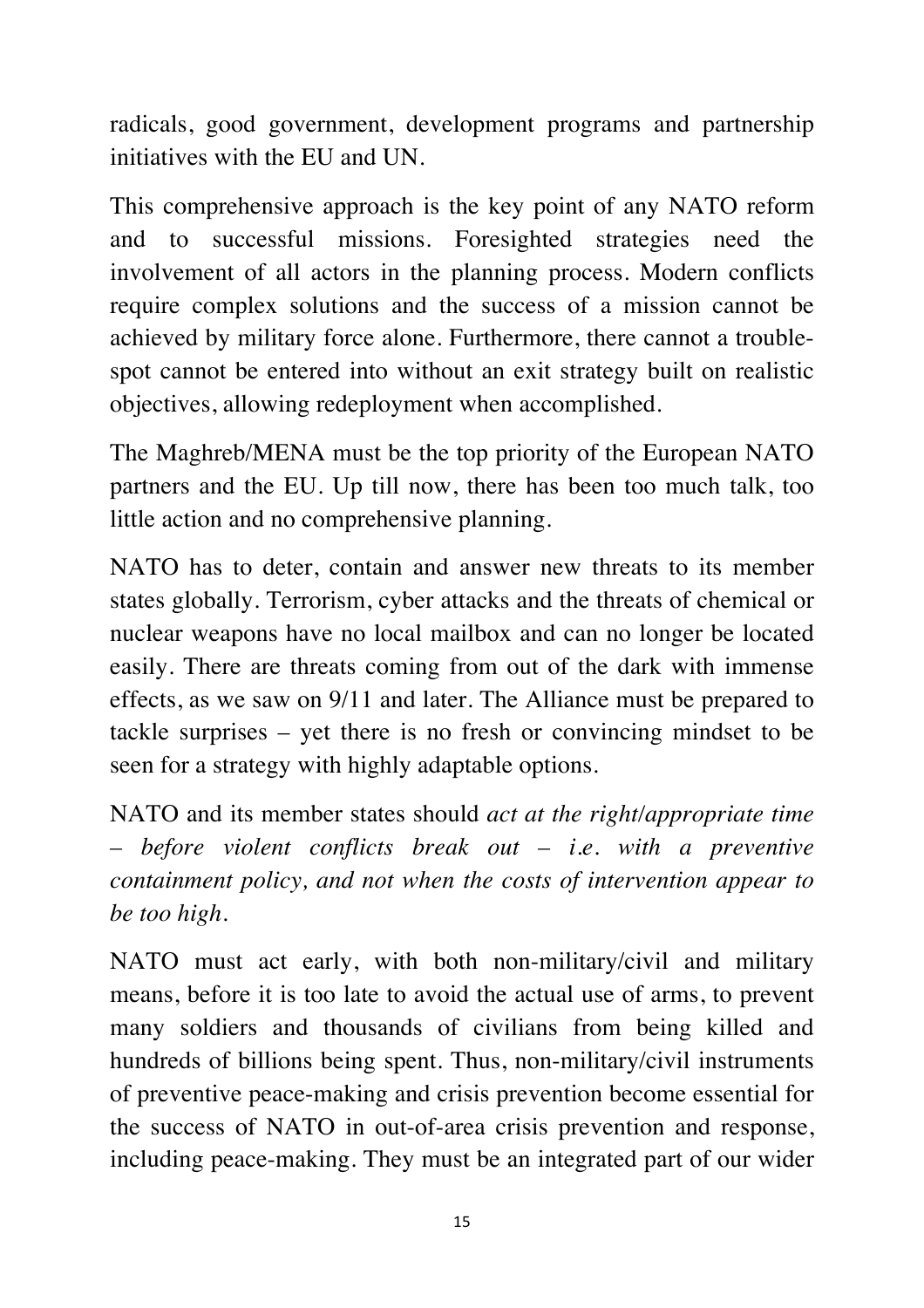radicals, good government, development programs and partnership initiatives with the EU and UN.

This comprehensive approach is the key point of any NATO reform and to successful missions. Foresighted strategies need the involvement of all actors in the planning process. Modern conflicts require complex solutions and the success of a mission cannot be achieved by military force alone. Furthermore, there cannot a trouble-spot cannot be entered into without an exit strategy built on realistic objectives, allowing redeployment when accomplished.

The Maghreb/MENA must be the top priority of the European NATO partners and the EU. Up till now, there has been too much talk, too little action and no comprehensive planning.

NATO has to deter, contain and answer new threats to its member states globally. Terrorism, cyber attacks and the threats of chemical or nuclear weapons have no local mailbox and can no longer be located easily. There are threats coming from out of the dark with immense effects, as we saw on 9/11 and later. The Alliance must be prepared to tackle surprises – yet there is no fresh or convincing mindset to be seen for a strategy with highly adaptable options.

NATO and its member states should *act at the right/appropriate time – before violent conflicts break out – i.e. with a preventive containment policy, and not when the costs of intervention appear to be too high.*

NATO must act early, with both non-military/civil and military means, before it is too late to avoid the actual use of arms, to prevent many soldiers and thousands of civilians from being killed and hundreds of billions being spent. Thus, non-military/civil instruments of preventive peace-making and crisis prevention become essential for the success of NATO in out-of-area crisis prevention and response, including peace-making. They must be an integrated part of our wider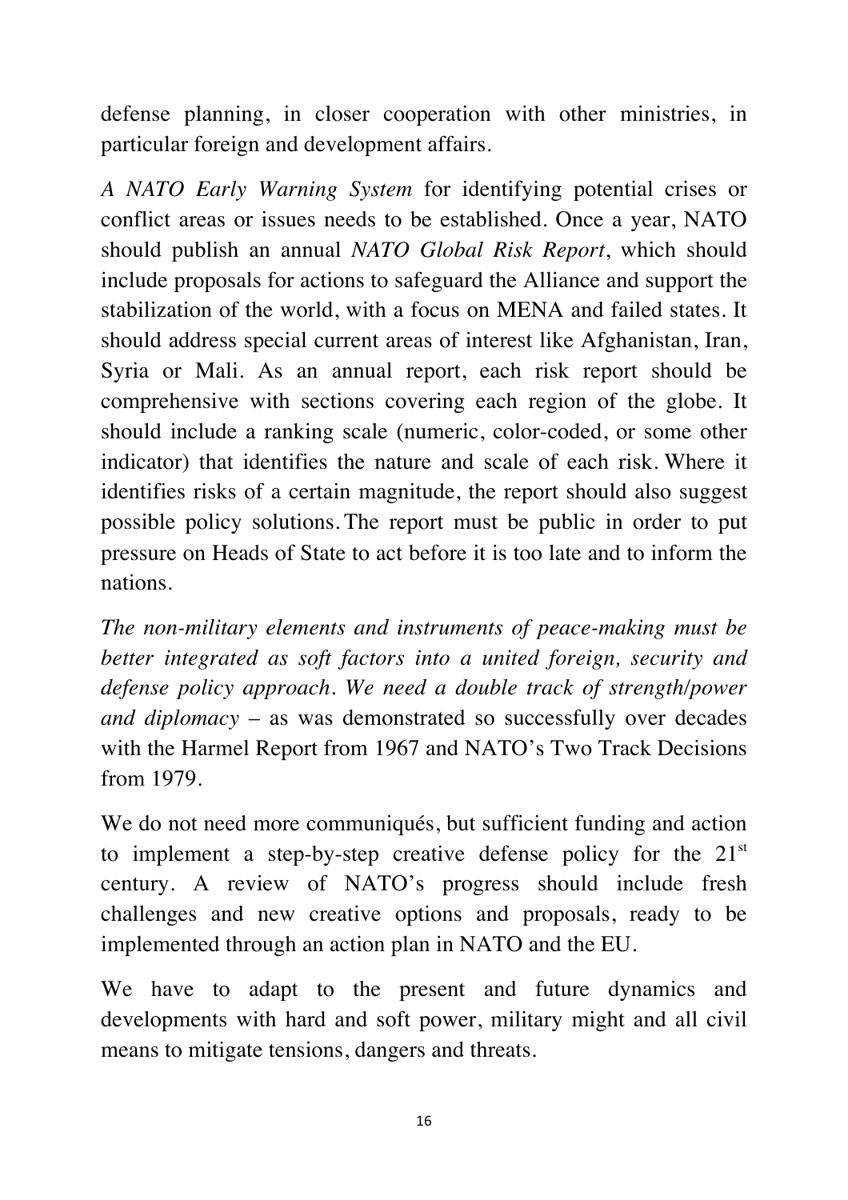defense planning, in closer cooperation with other ministries, in particular foreign and development affairs.

*A NATO Early Warning System* for identifying potential crises or conflict areas or issues needs to be established. Once a year, NATO should publish an annual *NATO Global Risk Report*, which should include proposals for actions to safeguard the Alliance and support the stabilization of the world, with a focus on MENA and failed states. It should address special current areas of interest like Afghanistan, Iran, Syria or Mali. As an annual report, each risk report should be comprehensive with sections covering each region of the globe. It should include a ranking scale (numeric, color-coded, or some other indicator) that identifies the nature and scale of each risk. Where it identifies risks of a certain magnitude, the report should also suggest possible policy solutions. The report must be public in order to put pressure on Heads of State to act before it is too late and to inform the nations.

*The non-military elements and instruments of peace-making must be better integrated as soft factors into a united foreign, security and defense policy approach. We need a double track of strength/power and diplomacy* – as was demonstrated so successfully over decades with the Harmel Report from 1967 and NATO's Two Track Decisions from 1979.

We do not need more communiqués, but sufficient funding and action to implement a step-by-step creative defense policy for the 21st century. A review of NATO's progress should include fresh challenges and new creative options and proposals, ready to be implemented through an action plan in NATO and the EU.

We have to adapt to the present and future dynamics and developments with hard and soft power, military might and all civil means to mitigate tensions, dangers and threats.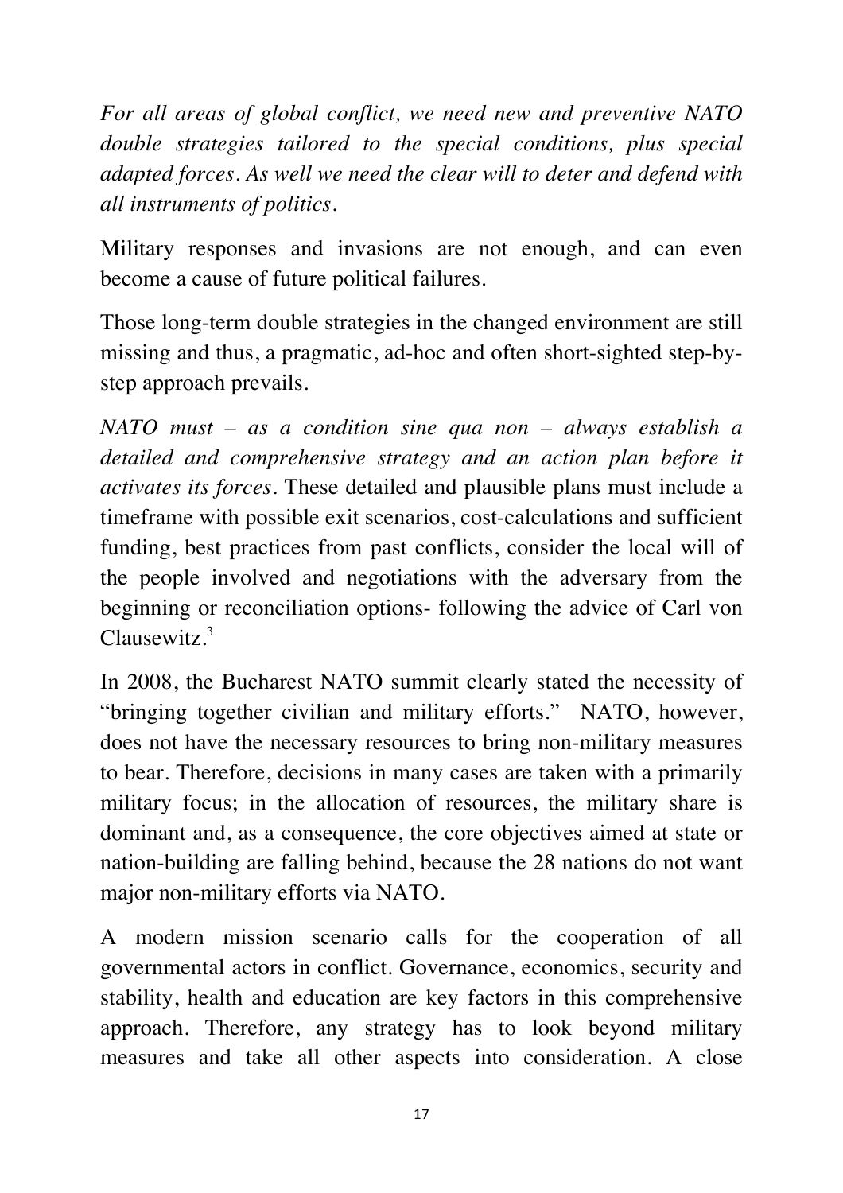*For all areas of global conflict, we need new and preventive NATO double strategies tailored to the special conditions, plus special adapted forces. As well we need the clear will to deter and defend with all instruments of politics.*

Military responses and invasions are not enough, and can even become a cause of future political failures.

Those long-term double strategies in the changed environment are still missing and thus, a pragmatic, ad-hoc and often short-sighted step-by-step approach prevails.

*NATO must – as a condition sine qua non – always establish a detailed and comprehensive strategy and an action plan before it activates its forces.* These detailed and plausible plans must include a timeframe with possible exit scenarios, cost-calculations and sufficient funding, best practices from past conflicts, consider the local will of the people involved and negotiations with the adversary from the beginning or reconciliation options- following the advice of Carl von Clausewitz.[3]

In 2008, the Bucharest NATO summit clearly stated the necessity of "bringing together civilian and military efforts." NATO, however, does not have the necessary resources to bring non-military measures to bear. Therefore, decisions in many cases are taken with a primarily military focus; in the allocation of resources, the military share is dominant and, as a consequence, the core objectives aimed at state or nation-building are falling behind, because the 28 nations do not want major non-military efforts via NATO.

A modern mission scenario calls for the cooperation of all governmental actors in conflict. Governance, economics, security and stability, health and education are key factors in this comprehensive approach. Therefore, any strategy has to look beyond military measures and take all other aspects into consideration. A close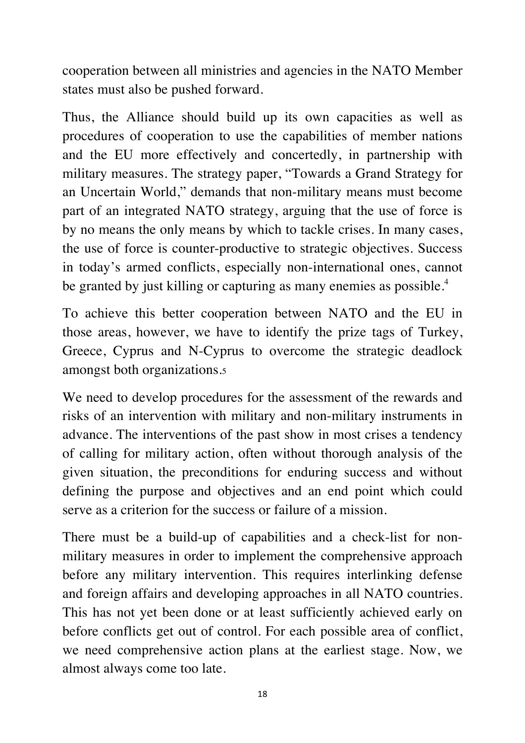cooperation between all ministries and agencies in the NATO Member states must also be pushed forward.

Thus, the Alliance should build up its own capacities as well as procedures of cooperation to use the capabilities of member nations and the EU more effectively and concertedly, in partnership with military measures. The strategy paper, "Towards a Grand Strategy for an Uncertain World," demands that non-military means must become part of an integrated NATO strategy, arguing that the use of force is by no means the only means by which to tackle crises. In many cases, the use of force is counter-productive to strategic objectives. Success in today's armed conflicts, especially non-international ones, cannot be granted by just killing or capturing as many enemies as possible.[4]

To achieve this better cooperation between NATO and the EU in those areas, however, we have to identify the prize tags of Turkey, Greece, Cyprus and N-Cyprus to overcome the strategic deadlock amongst both organizations.[5]

We need to develop procedures for the assessment of the rewards and risks of an intervention with military and non-military instruments in advance. The interventions of the past show in most crises a tendency of calling for military action, often without thorough analysis of the given situation, the preconditions for enduring success and without defining the purpose and objectives and an end point which could serve as a criterion for the success or failure of a mission.

There must be a build-up of capabilities and a check-list for non-military measures in order to implement the comprehensive approach before any military intervention. This requires interlinking defense and foreign affairs and developing approaches in all NATO countries. This has not yet been done or at least sufficiently achieved early on before conflicts get out of control. For each possible area of conflict, we need comprehensive action plans at the earliest stage. Now, we almost always come too late.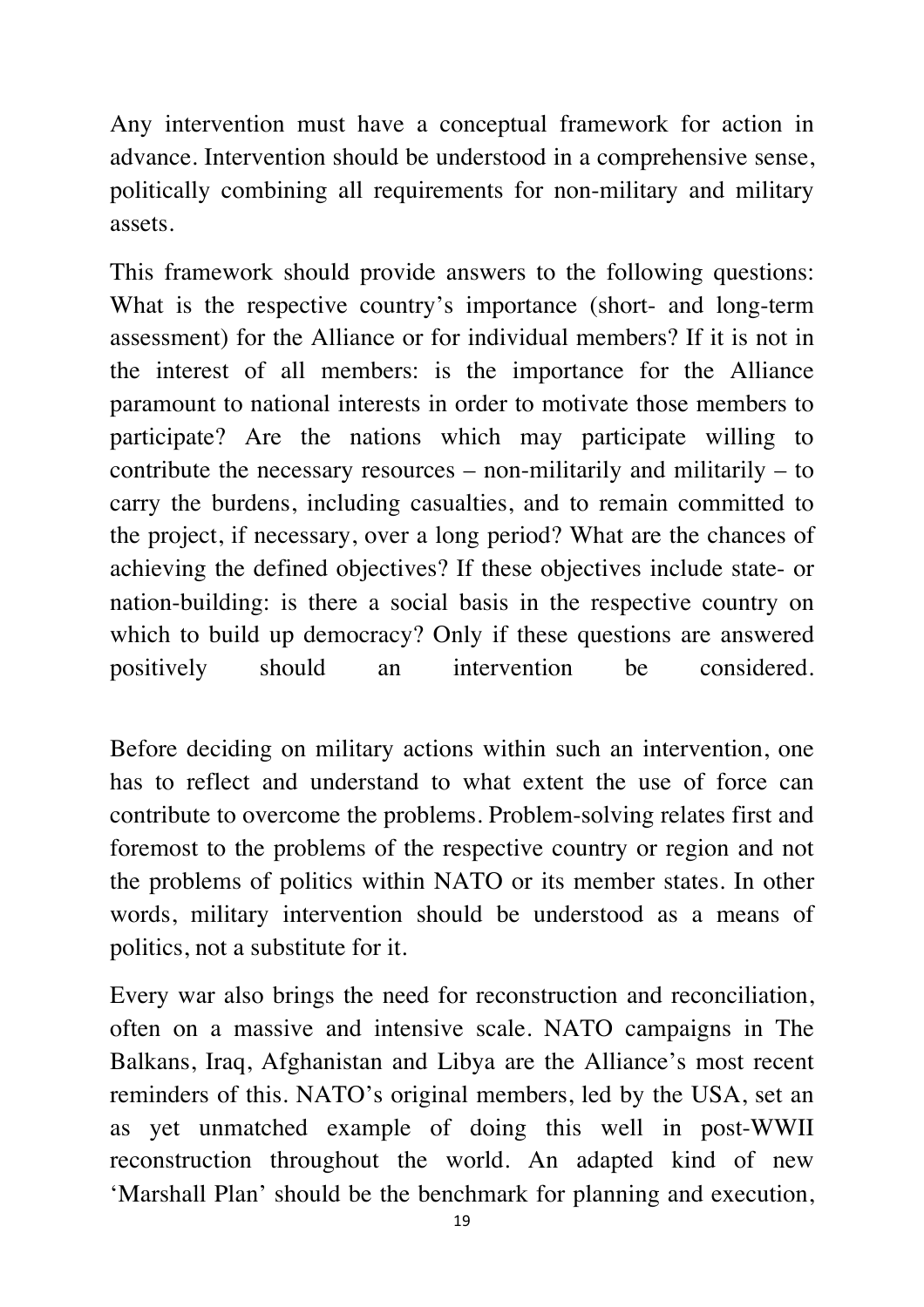Any intervention must have a conceptual framework for action in advance. Intervention should be understood in a comprehensive sense, politically combining all requirements for non-military and military assets.

This framework should provide answers to the following questions: What is the respective country's importance (short- and long-term assessment) for the Alliance or for individual members? If it is not in the interest of all members: is the importance for the Alliance paramount to national interests in order to motivate those members to participate? Are the nations which may participate willing to contribute the necessary resources – non-militarily and militarily – to carry the burdens, including casualties, and to remain committed to the project, if necessary, over a long period? What are the chances of achieving the defined objectives? If these objectives include state- or nation-building: is there a social basis in the respective country on which to build up democracy? Only if these questions are answered positively should an intervention be considered.

Before deciding on military actions within such an intervention, one has to reflect and understand to what extent the use of force can contribute to overcome the problems. Problem-solving relates first and foremost to the problems of the respective country or region and not the problems of politics within NATO or its member states. In other words, military intervention should be understood as a means of politics, not a substitute for it.

Every war also brings the need for reconstruction and reconciliation, often on a massive and intensive scale. NATO campaigns in The Balkans, Iraq, Afghanistan and Libya are the Alliance's most recent reminders of this. NATO's original members, led by the USA, set an as yet unmatched example of doing this well in post-WWII reconstruction throughout the world. An adapted kind of new 'Marshall Plan' should be the benchmark for planning and execution,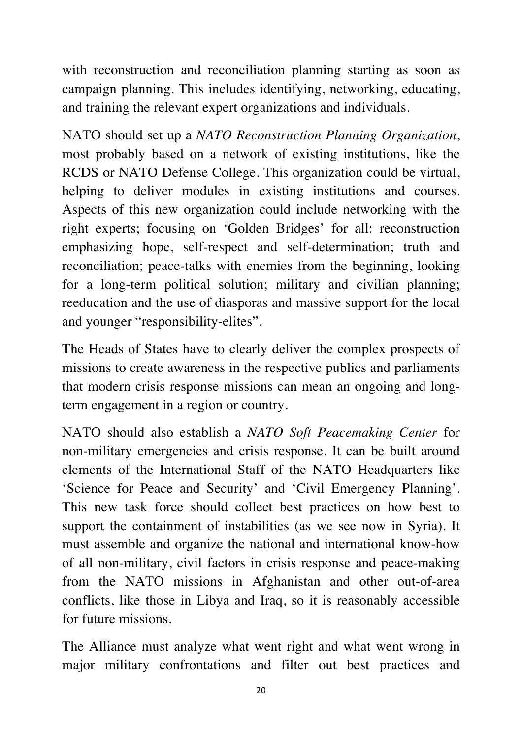with reconstruction and reconciliation planning starting as soon as campaign planning. This includes identifying, networking, educating, and training the relevant expert organizations and individuals.

NATO should set up a *NATO Reconstruction Planning Organization*, most probably based on a network of existing institutions, like the RCDS or NATO Defense College. This organization could be virtual, helping to deliver modules in existing institutions and courses. Aspects of this new organization could include networking with the right experts; focusing on 'Golden Bridges' for all: reconstruction emphasizing hope, self-respect and self-determination; truth and reconciliation; peace-talks with enemies from the beginning, looking for a long-term political solution; military and civilian planning; reeducation and the use of diasporas and massive support for the local and younger "responsibility-elites".

The Heads of States have to clearly deliver the complex prospects of missions to create awareness in the respective publics and parliaments that modern crisis response missions can mean an ongoing and long-term engagement in a region or country.

NATO should also establish a *NATO Soft Peacemaking Center* for non-military emergencies and crisis response. It can be built around elements of the International Staff of the NATO Headquarters like 'Science for Peace and Security' and 'Civil Emergency Planning'. This new task force should collect best practices on how best to support the containment of instabilities (as we see now in Syria). It must assemble and organize the national and international know-how of all non-military, civil factors in crisis response and peace-making from the NATO missions in Afghanistan and other out-of-area conflicts, like those in Libya and Iraq, so it is reasonably accessible for future missions.

The Alliance must analyze what went right and what went wrong in major military confrontations and filter out best practices and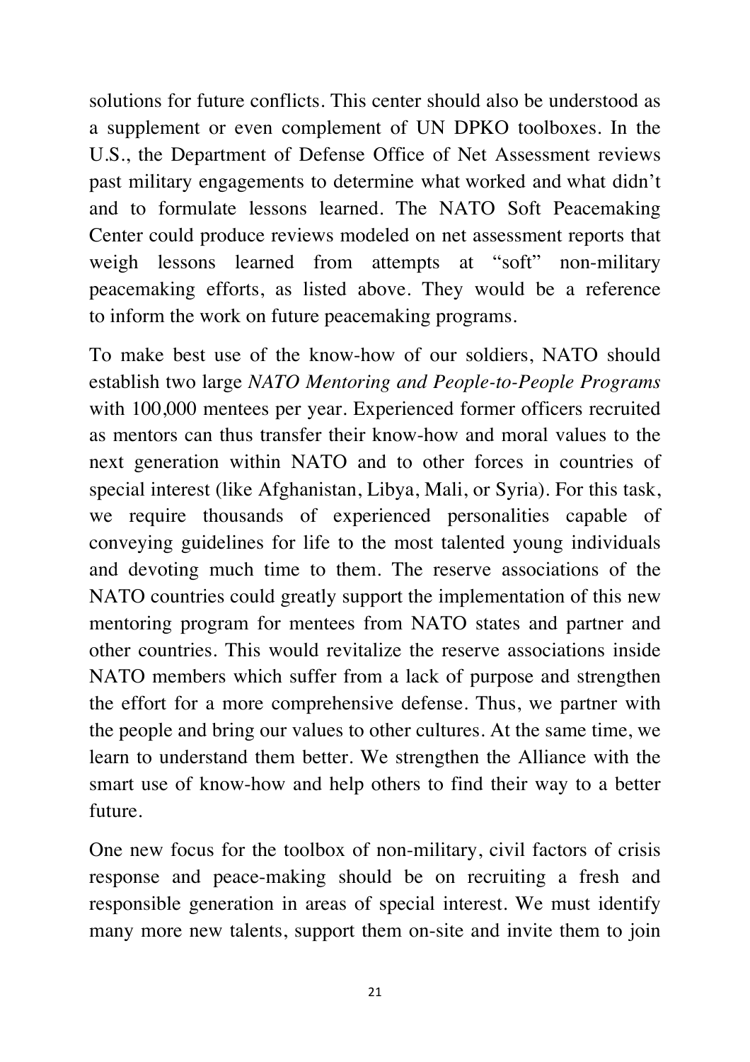solutions for future conflicts. This center should also be understood as a supplement or even complement of UN DPKO toolboxes. In the U.S., the Department of Defense Office of Net Assessment reviews past military engagements to determine what worked and what didn't and to formulate lessons learned. The NATO Soft Peacemaking Center could produce reviews modeled on net assessment reports that weigh lessons learned from attempts at "soft" non-military peacemaking efforts, as listed above. They would be a reference to inform the work on future peacemaking programs.

To make best use of the know-how of our soldiers, NATO should establish two large *NATO Mentoring and People-to-People Programs* with 100,000 mentees per year. Experienced former officers recruited as mentors can thus transfer their know-how and moral values to the next generation within NATO and to other forces in countries of special interest (like Afghanistan, Libya, Mali, or Syria). For this task, we require thousands of experienced personalities capable of conveying guidelines for life to the most talented young individuals and devoting much time to them. The reserve associations of the NATO countries could greatly support the implementation of this new mentoring program for mentees from NATO states and partner and other countries. This would revitalize the reserve associations inside NATO members which suffer from a lack of purpose and strengthen the effort for a more comprehensive defense. Thus, we partner with the people and bring our values to other cultures. At the same time, we learn to understand them better. We strengthen the Alliance with the smart use of know-how and help others to find their way to a better future.

One new focus for the toolbox of non-military, civil factors of crisis response and peace-making should be on recruiting a fresh and responsible generation in areas of special interest. We must identify many more new talents, support them on-site and invite them to join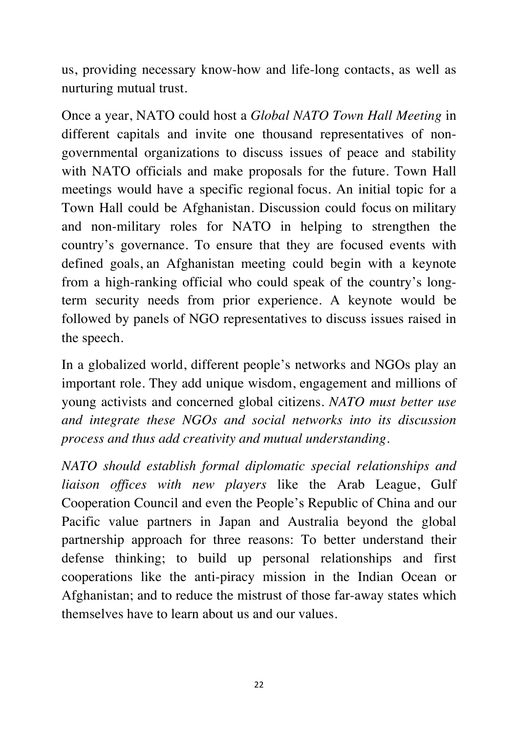us, providing necessary know-how and life-long contacts, as well as nurturing mutual trust.

Once a year, NATO could host a *Global NATO Town Hall Meeting* in different capitals and invite one thousand representatives of non-governmental organizations to discuss issues of peace and stability with NATO officials and make proposals for the future. Town Hall meetings would have a specific regional focus. An initial topic for a Town Hall could be Afghanistan. Discussion could focus on military and non-military roles for NATO in helping to strengthen the country's governance. To ensure that they are focused events with defined goals, an Afghanistan meeting could begin with a keynote from a high-ranking official who could speak of the country's long-term security needs from prior experience. A keynote would be followed by panels of NGO representatives to discuss issues raised in the speech.

In a globalized world, different people's networks and NGOs play an important role. They add unique wisdom, engagement and millions of young activists and concerned global citizens. *NATO must better use and integrate these NGOs and social networks into its discussion process and thus add creativity and mutual understanding.*

*NATO should establish formal diplomatic special relationships and liaison offices with new players* like the Arab League, Gulf Cooperation Council and even the People's Republic of China and our Pacific value partners in Japan and Australia beyond the global partnership approach for three reasons: To better understand their defense thinking; to build up personal relationships and first cooperations like the anti-piracy mission in the Indian Ocean or Afghanistan; and to reduce the mistrust of those far-away states which themselves have to learn about us and our values.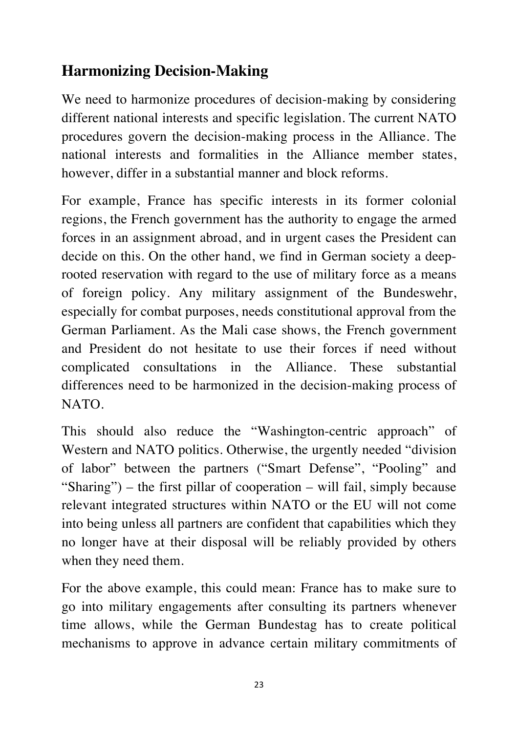## Harmonizing Decision-Making

We need to harmonize procedures of decision-making by considering different national interests and specific legislation. The current NATO procedures govern the decision-making process in the Alliance. The national interests and formalities in the Alliance member states, however, differ in a substantial manner and block reforms.

For example, France has specific interests in its former colonial regions, the French government has the authority to engage the armed forces in an assignment abroad, and in urgent cases the President can decide on this. On the other hand, we find in German society a deep-rooted reservation with regard to the use of military force as a means of foreign policy. Any military assignment of the Bundeswehr, especially for combat purposes, needs constitutional approval from the German Parliament. As the Mali case shows, the French government and President do not hesitate to use their forces if need without complicated consultations in the Alliance. These substantial differences need to be harmonized in the decision-making process of NATO.

This should also reduce the "Washington-centric approach" of Western and NATO politics. Otherwise, the urgently needed "division of labor" between the partners ("Smart Defense", "Pooling" and "Sharing") – the first pillar of cooperation – will fail, simply because relevant integrated structures within NATO or the EU will not come into being unless all partners are confident that capabilities which they no longer have at their disposal will be reliably provided by others when they need them.

For the above example, this could mean: France has to make sure to go into military engagements after consulting its partners whenever time allows, while the German Bundestag has to create political mechanisms to approve in advance certain military commitments of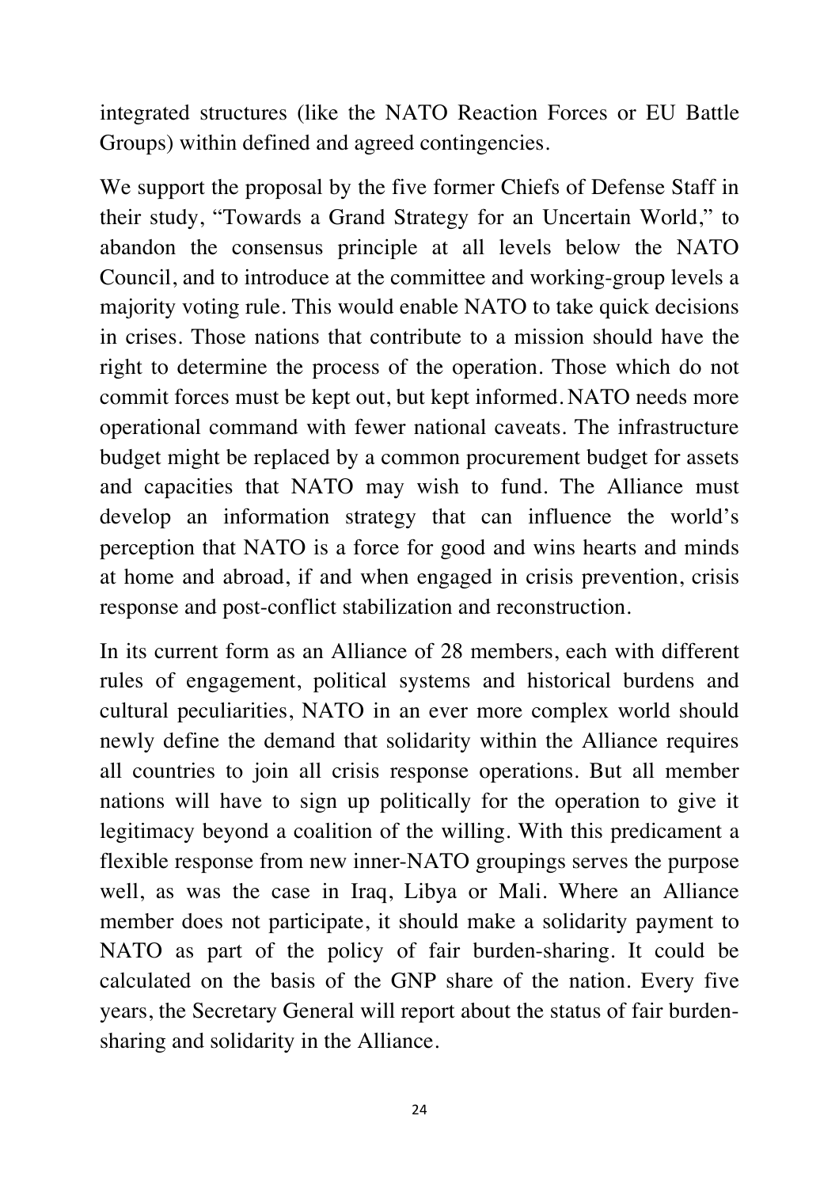integrated structures (like the NATO Reaction Forces or EU Battle Groups) within defined and agreed contingencies.

We support the proposal by the five former Chiefs of Defense Staff in their study, "Towards a Grand Strategy for an Uncertain World," to abandon the consensus principle at all levels below the NATO Council, and to introduce at the committee and working-group levels a majority voting rule. This would enable NATO to take quick decisions in crises. Those nations that contribute to a mission should have the right to determine the process of the operation. Those which do not commit forces must be kept out, but kept informed. NATO needs more operational command with fewer national caveats. The infrastructure budget might be replaced by a common procurement budget for assets and capacities that NATO may wish to fund. The Alliance must develop an information strategy that can influence the world's perception that NATO is a force for good and wins hearts and minds at home and abroad, if and when engaged in crisis prevention, crisis response and post-conflict stabilization and reconstruction.

In its current form as an Alliance of 28 members, each with different rules of engagement, political systems and historical burdens and cultural peculiarities, NATO in an ever more complex world should newly define the demand that solidarity within the Alliance requires all countries to join all crisis response operations. But all member nations will have to sign up politically for the operation to give it legitimacy beyond a coalition of the willing. With this predicament a flexible response from new inner-NATO groupings serves the purpose well, as was the case in Iraq, Libya or Mali. Where an Alliance member does not participate, it should make a solidarity payment to NATO as part of the policy of fair burden-sharing. It could be calculated on the basis of the GNP share of the nation. Every five years, the Secretary General will report about the status of fair burden-sharing and solidarity in the Alliance.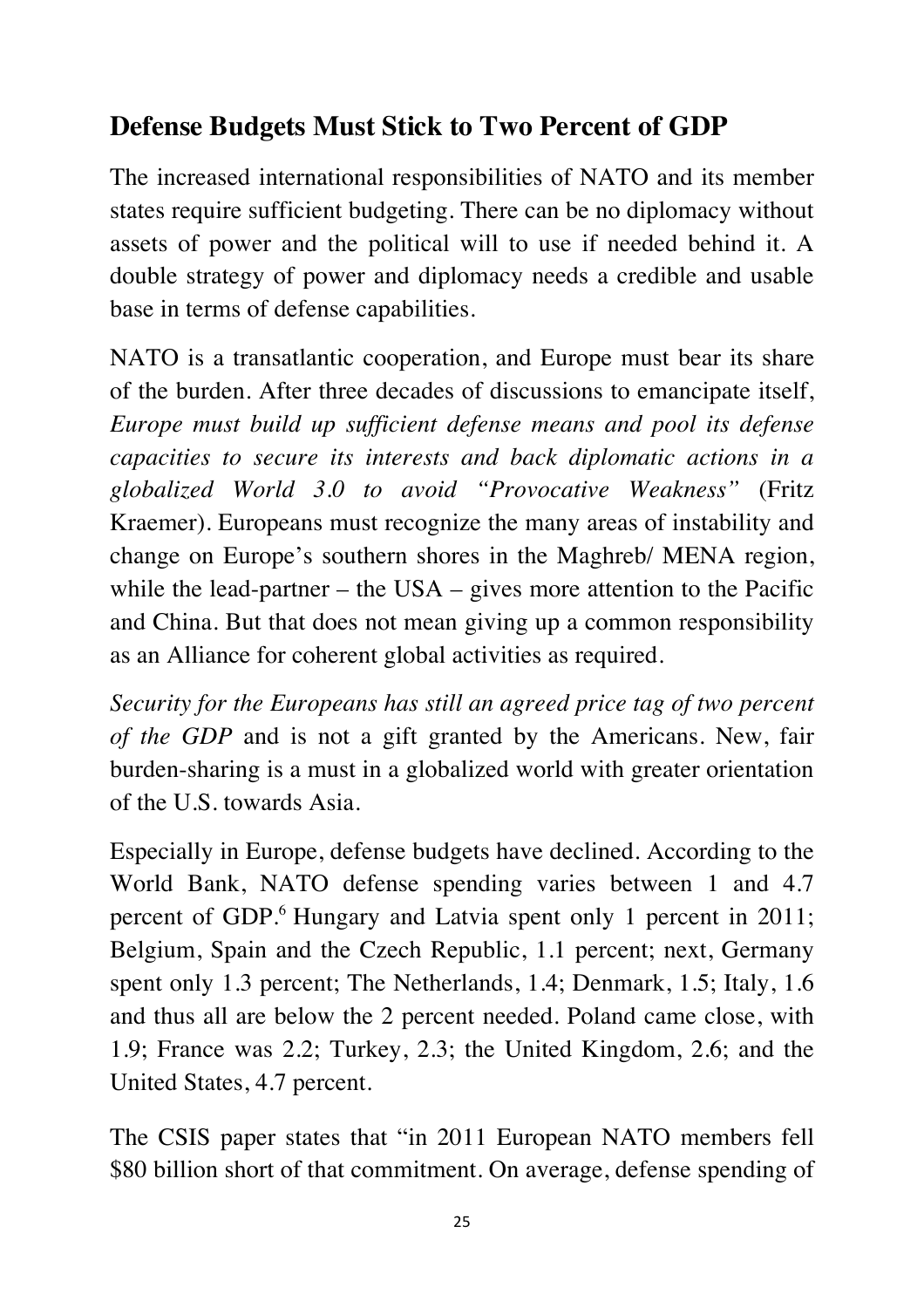## Defense Budgets Must Stick to Two Percent of GDP

The increased international responsibilities of NATO and its member states require sufficient budgeting. There can be no diplomacy without assets of power and the political will to use if needed behind it. A double strategy of power and diplomacy needs a credible and usable base in terms of defense capabilities.

NATO is a transatlantic cooperation, and Europe must bear its share of the burden. After three decades of discussions to emancipate itself, *Europe must build up sufficient defense means and pool its defense capacities to secure its interests and back diplomatic actions in a globalized World 3.0 to avoid "Provocative Weakness"* (Fritz Kraemer). Europeans must recognize the many areas of instability and change on Europe's southern shores in the Maghreb/ MENA region, while the lead-partner – the USA – gives more attention to the Pacific and China. But that does not mean giving up a common responsibility as an Alliance for coherent global activities as required.

*Security for the Europeans has still an agreed price tag of two percent of the GDP* and is not a gift granted by the Americans. New, fair burden-sharing is a must in a globalized world with greater orientation of the U.S. towards Asia.

Especially in Europe, defense budgets have declined. According to the World Bank, NATO defense spending varies between 1 and 4.7 percent of GDP.[6] Hungary and Latvia spent only 1 percent in 2011; Belgium, Spain and the Czech Republic, 1.1 percent; next, Germany spent only 1.3 percent; The Netherlands, 1.4; Denmark, 1.5; Italy, 1.6 and thus all are below the 2 percent needed. Poland came close, with 1.9; France was 2.2; Turkey, 2.3; the United Kingdom, 2.6; and the United States, 4.7 percent.

The CSIS paper states that "in 2011 European NATO members fell $80 billion short of that commitment. On average, defense spending of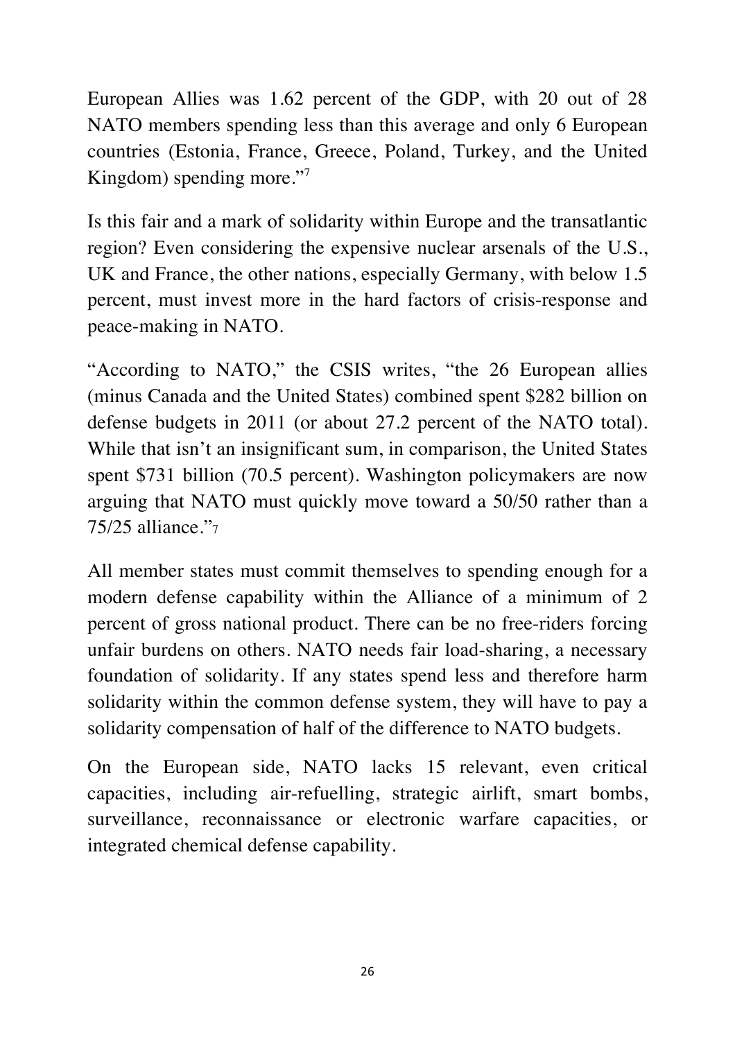European Allies was 1.62 percent of the GDP, with 20 out of 28 NATO members spending less than this average and only 6 European countries (Estonia, France, Greece, Poland, Turkey, and the United Kingdom) spending more."[7]

Is this fair and a mark of solidarity within Europe and the transatlantic region? Even considering the expensive nuclear arsenals of the U.S., UK and France, the other nations, especially Germany, with below 1.5 percent, must invest more in the hard factors of crisis-response and peace-making in NATO.

"According to NATO," the CSIS writes, "the 26 European allies (minus Canada and the United States) combined spent $282 billion on defense budgets in 2011 (or about 27.2 percent of the NATO total). While that isn't an insignificant sum, in comparison, the United States spent $731 billion (70.5 percent). Washington policymakers are now arguing that NATO must quickly move toward a 50/50 rather than a 75/25 alliance."[7]

All member states must commit themselves to spending enough for a modern defense capability within the Alliance of a minimum of 2 percent of gross national product. There can be no free-riders forcing unfair burdens on others. NATO needs fair load-sharing, a necessary foundation of solidarity. If any states spend less and therefore harm solidarity within the common defense system, they will have to pay a solidarity compensation of half of the difference to NATO budgets.

On the European side, NATO lacks 15 relevant, even critical capacities, including air-refuelling, strategic airlift, smart bombs, surveillance, reconnaissance or electronic warfare capacities, or integrated chemical defense capability.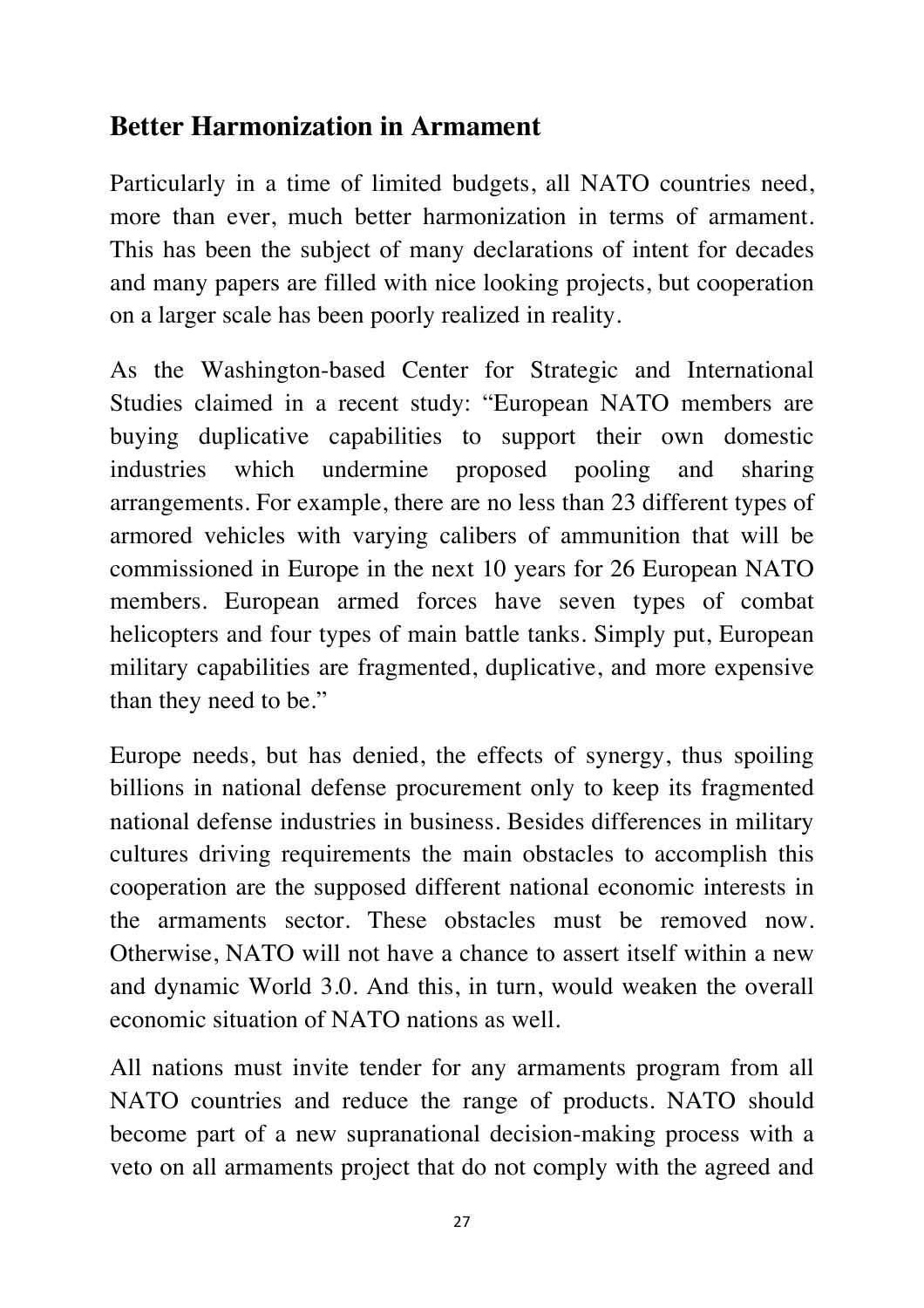## Better Harmonization in Armament

Particularly in a time of limited budgets, all NATO countries need, more than ever, much better harmonization in terms of armament. This has been the subject of many declarations of intent for decades and many papers are filled with nice looking projects, but cooperation on a larger scale has been poorly realized in reality.

As the Washington-based Center for Strategic and International Studies claimed in a recent study: "European NATO members are buying duplicative capabilities to support their own domestic industries which undermine proposed pooling and sharing arrangements. For example, there are no less than 23 different types of armored vehicles with varying calibers of ammunition that will be commissioned in Europe in the next 10 years for 26 European NATO members. European armed forces have seven types of combat helicopters and four types of main battle tanks. Simply put, European military capabilities are fragmented, duplicative, and more expensive than they need to be."

Europe needs, but has denied, the effects of synergy, thus spoiling billions in national defense procurement only to keep its fragmented national defense industries in business. Besides differences in military cultures driving requirements the main obstacles to accomplish this cooperation are the supposed different national economic interests in the armaments sector. These obstacles must be removed now. Otherwise, NATO will not have a chance to assert itself within a new and dynamic World 3.0. And this, in turn, would weaken the overall economic situation of NATO nations as well.

All nations must invite tender for any armaments program from all NATO countries and reduce the range of products. NATO should become part of a new supranational decision-making process with a veto on all armaments project that do not comply with the agreed and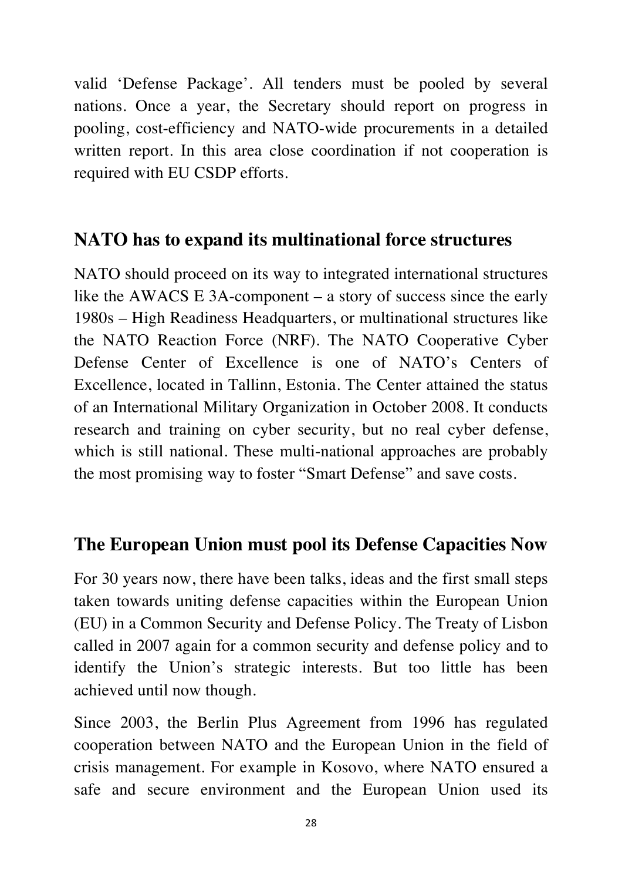valid 'Defense Package'. All tenders must be pooled by several nations. Once a year, the Secretary should report on progress in pooling, cost-efficiency and NATO-wide procurements in a detailed written report. In this area close coordination if not cooperation is required with EU CSDP efforts.

## NATO has to expand its multinational force structures

NATO should proceed on its way to integrated international structures like the AWACS E 3A-component – a story of success since the early 1980s – High Readiness Headquarters, or multinational structures like the NATO Reaction Force (NRF). The NATO Cooperative Cyber Defense Center of Excellence is one of NATO's Centers of Excellence, located in Tallinn, Estonia. The Center attained the status of an International Military Organization in October 2008. It conducts research and training on cyber security, but no real cyber defense, which is still national. These multi-national approaches are probably the most promising way to foster "Smart Defense" and save costs.

## The European Union must pool its Defense Capacities Now

For 30 years now, there have been talks, ideas and the first small steps taken towards uniting defense capacities within the European Union (EU) in a Common Security and Defense Policy. The Treaty of Lisbon called in 2007 again for a common security and defense policy and to identify the Union's strategic interests. But too little has been achieved until now though.

Since 2003, the Berlin Plus Agreement from 1996 has regulated cooperation between NATO and the European Union in the field of crisis management. For example in Kosovo, where NATO ensured a safe and secure environment and the European Union used its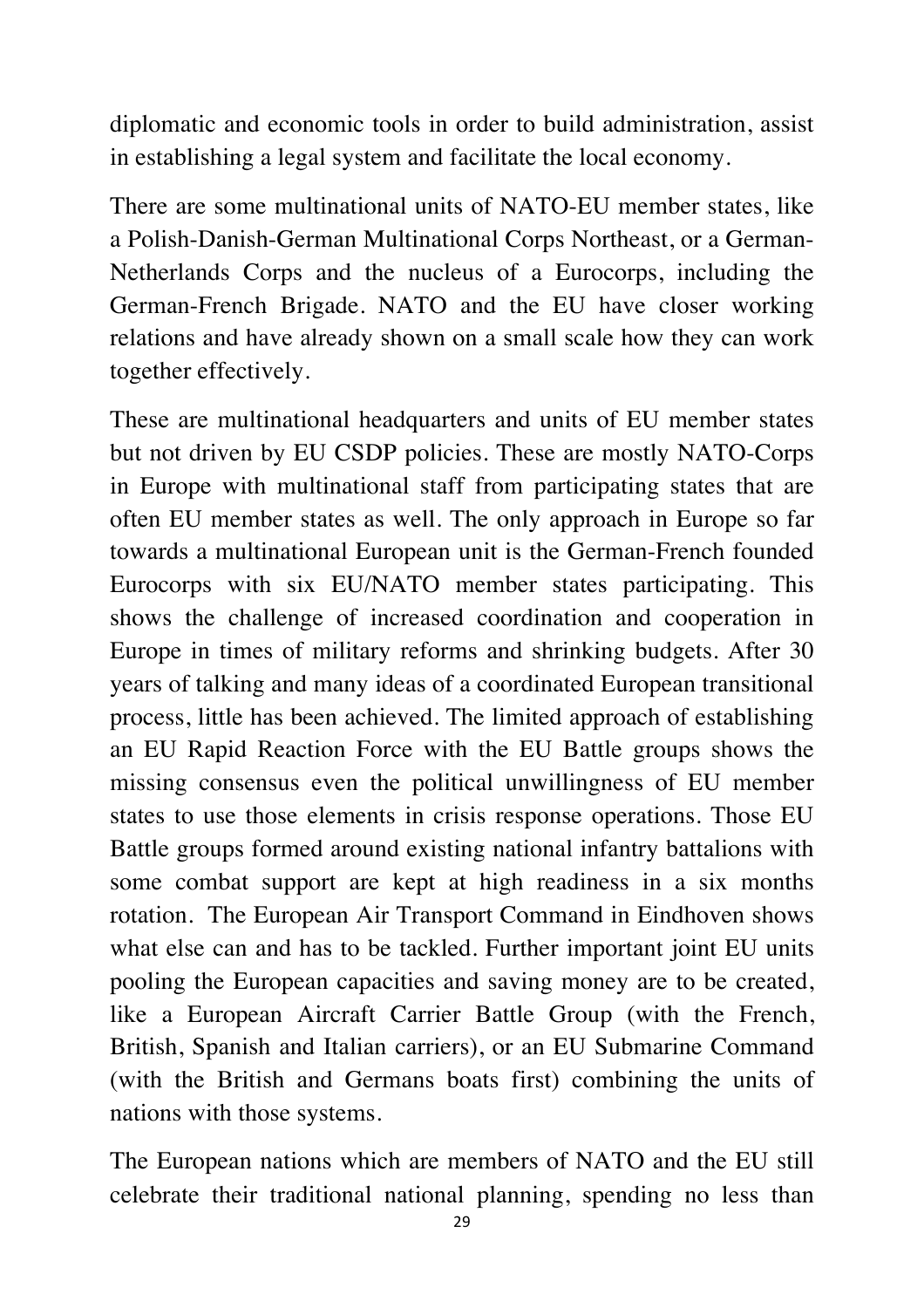diplomatic and economic tools in order to build administration, assist in establishing a legal system and facilitate the local economy.

There are some multinational units of NATO-EU member states, like a Polish-Danish-German Multinational Corps Northeast, or a German-Netherlands Corps and the nucleus of a Eurocorps, including the German-French Brigade. NATO and the EU have closer working relations and have already shown on a small scale how they can work together effectively.

These are multinational headquarters and units of EU member states but not driven by EU CSDP policies. These are mostly NATO-Corps in Europe with multinational staff from participating states that are often EU member states as well. The only approach in Europe so far towards a multinational European unit is the German-French founded Eurocorps with six EU/NATO member states participating. This shows the challenge of increased coordination and cooperation in Europe in times of military reforms and shrinking budgets. After 30 years of talking and many ideas of a coordinated European transitional process, little has been achieved. The limited approach of establishing an EU Rapid Reaction Force with the EU Battle groups shows the missing consensus even the political unwillingness of EU member states to use those elements in crisis response operations. Those EU Battle groups formed around existing national infantry battalions with some combat support are kept at high readiness in a six months rotation. The European Air Transport Command in Eindhoven shows what else can and has to be tackled. Further important joint EU units pooling the European capacities and saving money are to be created, like a European Aircraft Carrier Battle Group (with the French, British, Spanish and Italian carriers), or an EU Submarine Command (with the British and Germans boats first) combining the units of nations with those systems.

The European nations which are members of NATO and the EU still celebrate their traditional national planning, spending no less than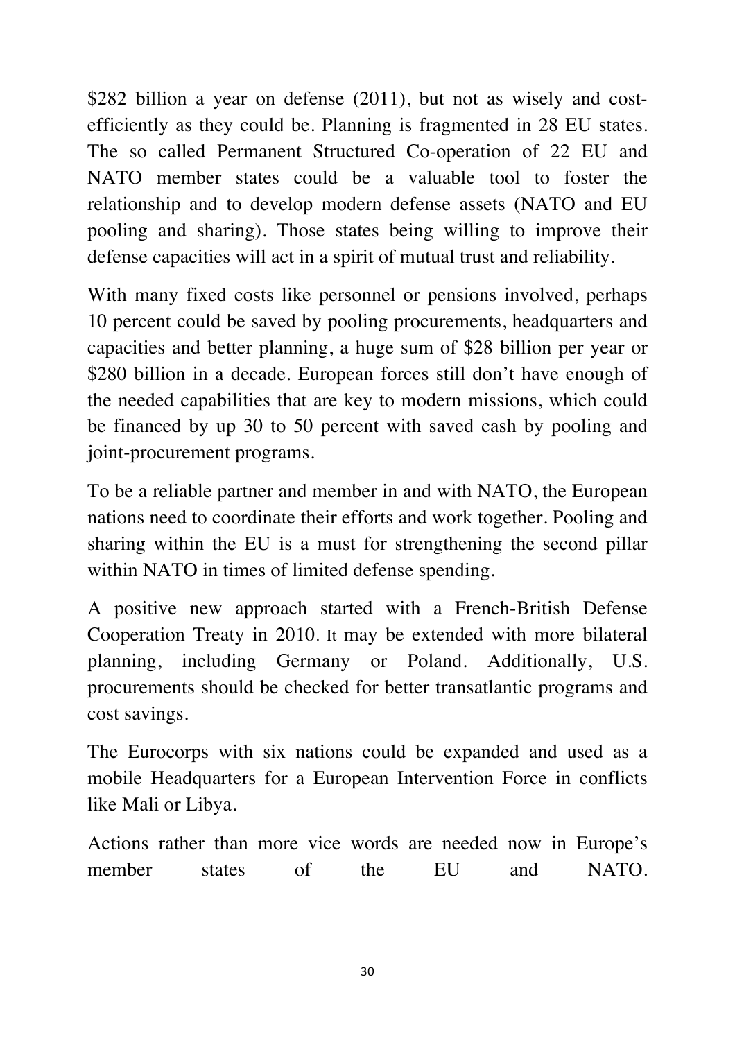$282 billion a year on defense (2011), but not as wisely and cost-efficiently as they could be. Planning is fragmented in 28 EU states. The so called Permanent Structured Co-operation of 22 EU and NATO member states could be a valuable tool to foster the relationship and to develop modern defense assets (NATO and EU pooling and sharing). Those states being willing to improve their defense capacities will act in a spirit of mutual trust and reliability.

With many fixed costs like personnel or pensions involved, perhaps 10 percent could be saved by pooling procurements, headquarters and capacities and better planning, a huge sum of $28 billion per year or $280 billion in a decade. European forces still don't have enough of the needed capabilities that are key to modern missions, which could be financed by up 30 to 50 percent with saved cash by pooling and joint-procurement programs.

To be a reliable partner and member in and with NATO, the European nations need to coordinate their efforts and work together. Pooling and sharing within the EU is a must for strengthening the second pillar within NATO in times of limited defense spending.

A positive new approach started with a French-British Defense Cooperation Treaty in 2010. It may be extended with more bilateral planning, including Germany or Poland. Additionally, U.S. procurements should be checked for better transatlantic programs and cost savings.

The Eurocorps with six nations could be expanded and used as a mobile Headquarters for a European Intervention Force in conflicts like Mali or Libya.

Actions rather than more vice words are needed now in Europe's member states of the EU and NATO.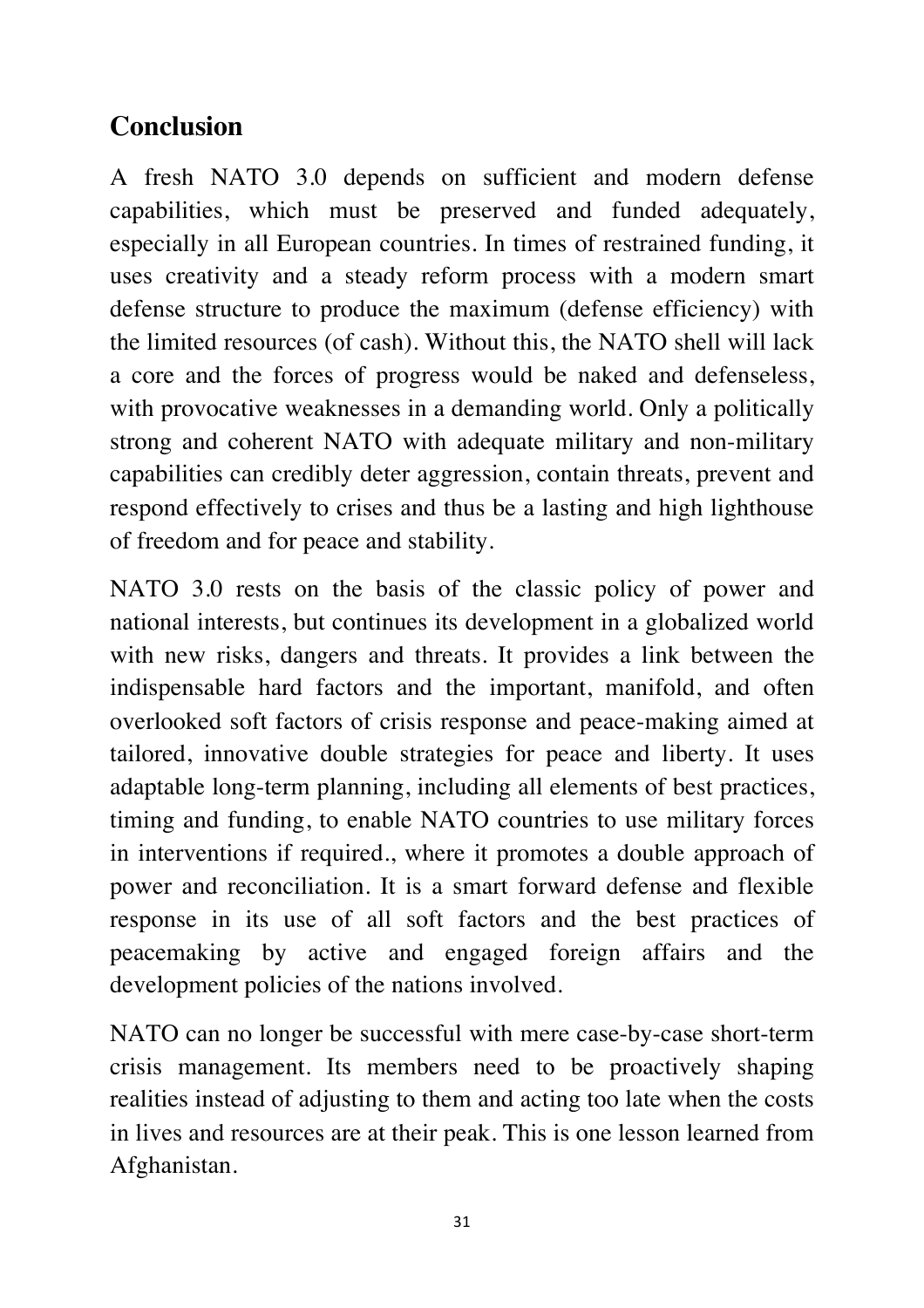## Conclusion

A fresh NATO 3.0 depends on sufficient and modern defense capabilities, which must be preserved and funded adequately, especially in all European countries. In times of restrained funding, it uses creativity and a steady reform process with a modern smart defense structure to produce the maximum (defense efficiency) with the limited resources (of cash). Without this, the NATO shell will lack a core and the forces of progress would be naked and defenseless, with provocative weaknesses in a demanding world. Only a politically strong and coherent NATO with adequate military and non-military capabilities can credibly deter aggression, contain threats, prevent and respond effectively to crises and thus be a lasting and high lighthouse of freedom and for peace and stability.

NATO 3.0 rests on the basis of the classic policy of power and national interests, but continues its development in a globalized world with new risks, dangers and threats. It provides a link between the indispensable hard factors and the important, manifold, and often overlooked soft factors of crisis response and peace-making aimed at tailored, innovative double strategies for peace and liberty. It uses adaptable long-term planning, including all elements of best practices, timing and funding, to enable NATO countries to use military forces in interventions if required., where it promotes a double approach of power and reconciliation. It is a smart forward defense and flexible response in its use of all soft factors and the best practices of peacemaking by active and engaged foreign affairs and the development policies of the nations involved.

NATO can no longer be successful with mere case-by-case short-term crisis management. Its members need to be proactively shaping realities instead of adjusting to them and acting too late when the costs in lives and resources are at their peak. This is one lesson learned from Afghanistan.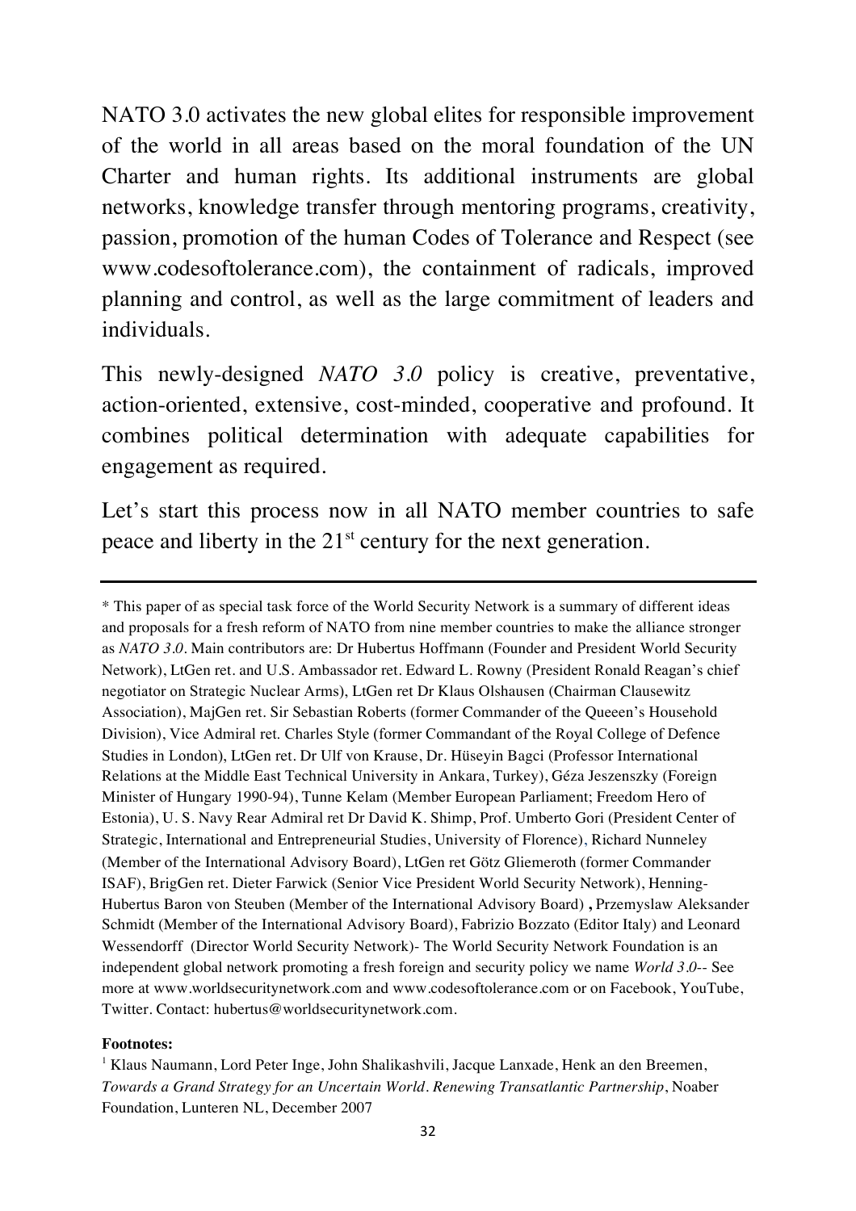NATO 3.0 activates the new global elites for responsible improvement of the world in all areas based on the moral foundation of the UN Charter and human rights. Its additional instruments are global networks, knowledge transfer through mentoring programs, creativity, passion, promotion of the human Codes of Tolerance and Respect (see www.codesoftolerance.com), the containment of radicals, improved planning and control, as well as the large commitment of leaders and individuals.

This newly-designed *NATO 3.0* policy is creative, preventative, action-oriented, extensive, cost-minded, cooperative and profound. It combines political determination with adequate capabilities for engagement as required.

Let's start this process now in all NATO member countries to safe peace and liberty in the 21st century for the next generation.

---

* This paper of as special task force of the World Security Network is a summary of different ideas and proposals for a fresh reform of NATO from nine member countries to make the alliance stronger as *NATO 3.0*. Main contributors are: Dr Hubertus Hoffmann (Founder and President World Security Network), LtGen ret. and U.S. Ambassador ret. Edward L. Rowny (President Ronald Reagan's chief negotiator on Strategic Nuclear Arms), LtGen ret Dr Klaus Olshausen (Chairman Clausewitz Association), MajGen ret. Sir Sebastian Roberts (former Commander of the Queeen's Household Division), Vice Admiral ret. Charles Style (former Commandant of the Royal College of Defence Studies in London), LtGen ret. Dr Ulf von Krause, Dr. Hüseyin Bagci (Professor International Relations at the Middle East Technical University in Ankara, Turkey), Géza Jeszenszky (Foreign Minister of Hungary 1990-94), Tunne Kelam (Member European Parliament; Freedom Hero of Estonia), U. S. Navy Rear Admiral ret Dr David K. Shimp, Prof. Umberto Gori (President Center of Strategic, International and Entrepreneurial Studies, University of Florence), Richard Nunneley (Member of the International Advisory Board), LtGen ret Götz Gliemeroth (former Commander ISAF), BrigGen ret. Dieter Farwick (Senior Vice President World Security Network), Henning-Hubertus Baron von Steuben (Member of the International Advisory Board) **,** Przemyslaw Aleksander Schmidt (Member of the International Advisory Board), Fabrizio Bozzato (Editor Italy) and Leonard Wessendorff (Director World Security Network)- The World Security Network Foundation is an independent global network promoting a fresh foreign and security policy we name *World 3.0*-- See more at www.worldsecuritynetwork.com and www.codesoftolerance.com or on Facebook, YouTube, Twitter. Contact: hubertus@worldsecuritynetwork.com.

**Footnotes:**

[1] Klaus Naumann, Lord Peter Inge, John Shalikashvili, Jacque Lanxade, Henk an den Breemen, *Towards a Grand Strategy for an Uncertain World. Renewing Transatlantic Partnership*, Noaber Foundation, Lunteren NL, December 2007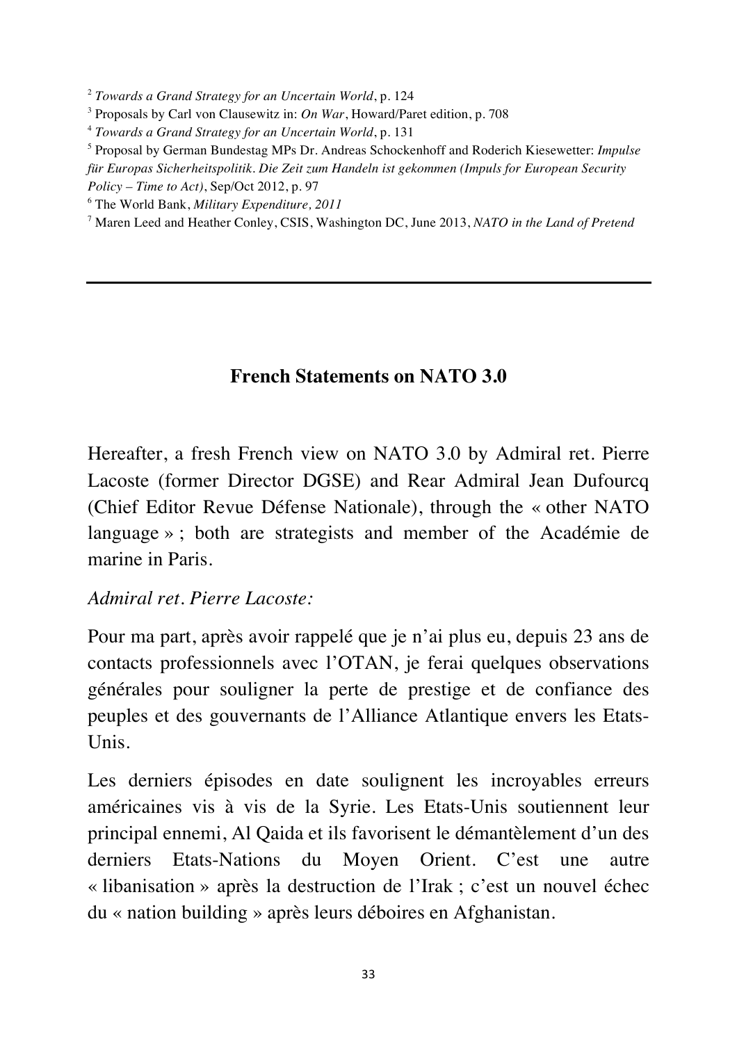[2] *Towards a Grand Strategy for an Uncertain World*, p. 124

[3] Proposals by Carl von Clausewitz in: *On War*, Howard/Paret edition, p. 708

[4] *Towards a Grand Strategy for an Uncertain World*, p. 131

[5] Proposal by German Bundestag MPs Dr. Andreas Schockenhoff and Roderich Kiesewetter: *Impulse für Europas Sicherheitspolitik. Die Zeit zum Handeln ist gekommen (Impuls for European Security Policy – Time to Act)*, Sep/Oct 2012, p. 97

[6] The World Bank, *Military Expenditure, 2011*

[7] Maren Leed and Heather Conley, CSIS, Washington DC, June 2013, *NATO in the Land of Pretend*

---

## French Statements on NATO 3.0

Hereafter, a fresh French view on NATO 3.0 by Admiral ret. Pierre Lacoste (former Director DGSE) and Rear Admiral Jean Dufourcq (Chief Editor Revue Défense Nationale), through the « other NATO language » ; both are strategists and member of the Académie de marine in Paris.

*Admiral ret. Pierre Lacoste:*

Pour ma part, après avoir rappelé que je n'ai plus eu, depuis 23 ans de contacts professionnels avec l'OTAN, je ferai quelques observations générales pour souligner la perte de prestige et de confiance des peuples et des gouvernants de l'Alliance Atlantique envers les Etats-Unis.

Les derniers épisodes en date soulignent les incroyables erreurs américaines vis à vis de la Syrie. Les Etats-Unis soutiennent leur principal ennemi, Al Qaida et ils favorisent le démantèlement d'un des derniers Etats-Nations du Moyen Orient. C'est une autre « libanisation » après la destruction de l'Irak ; c'est un nouvel échec du « nation building » après leurs déboires en Afghanistan.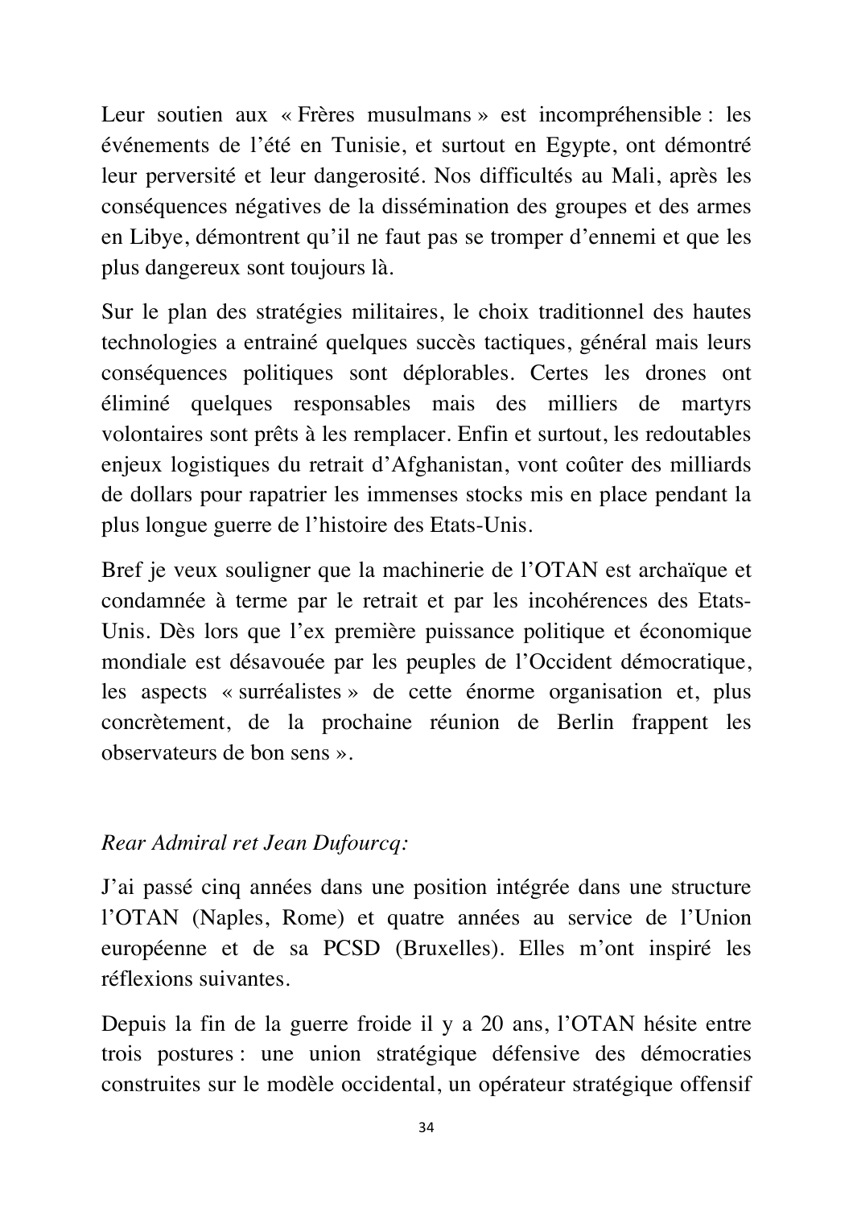Leur soutien aux « Frères musulmans » est incompréhensible : les événements de l'été en Tunisie, et surtout en Egypte, ont démontré leur perversité et leur dangerosité. Nos difficultés au Mali, après les conséquences négatives de la dissémination des groupes et des armes en Libye, démontrent qu'il ne faut pas se tromper d'ennemi et que les plus dangereux sont toujours là.

Sur le plan des stratégies militaires, le choix traditionnel des hautes technologies a entrainé quelques succès tactiques, général mais leurs conséquences politiques sont déplorables. Certes les drones ont éliminé quelques responsables mais des milliers de martyrs volontaires sont prêts à les remplacer. Enfin et surtout, les redoutables enjeux logistiques du retrait d'Afghanistan, vont coûter des milliards de dollars pour rapatrier les immenses stocks mis en place pendant la plus longue guerre de l'histoire des Etats-Unis.

Bref je veux souligner que la machinerie de l'OTAN est archaïque et condamnée à terme par le retrait et par les incohérences des Etats-Unis. Dès lors que l'ex première puissance politique et économique mondiale est désavouée par les peuples de l'Occident démocratique, les aspects « surréalistes » de cette énorme organisation et, plus concrètement, de la prochaine réunion de Berlin frappent les observateurs de bon sens ».

*Rear Admiral ret Jean Dufourcq:*

J'ai passé cinq années dans une position intégrée dans une structure l'OTAN (Naples, Rome) et quatre années au service de l'Union européenne et de sa PCSD (Bruxelles). Elles m'ont inspiré les réflexions suivantes.

Depuis la fin de la guerre froide il y a 20 ans, l'OTAN hésite entre trois postures : une union stratégique défensive des démocraties construites sur le modèle occidental, un opérateur stratégique offensif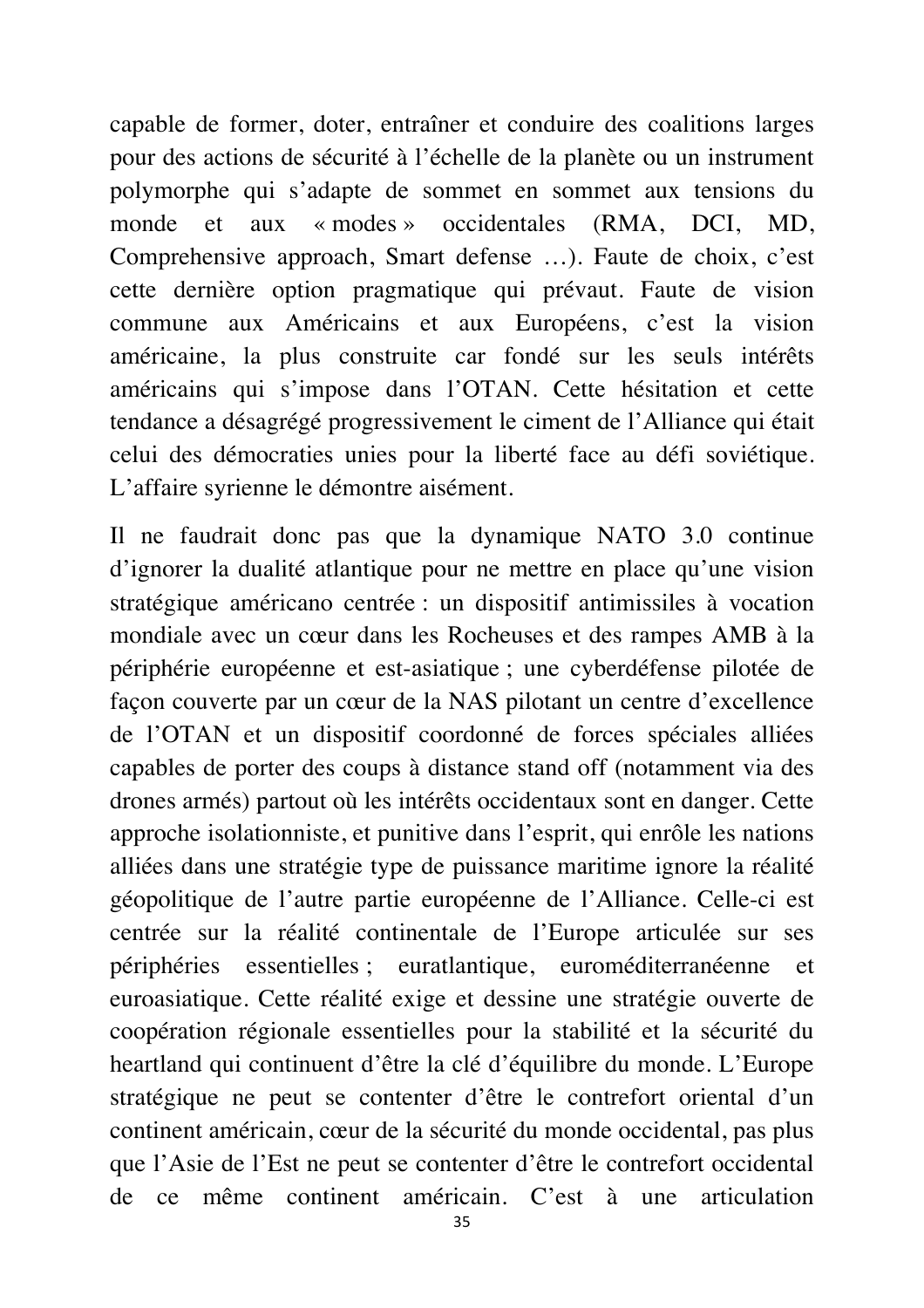capable de former, doter, entraîner et conduire des coalitions larges pour des actions de sécurité à l'échelle de la planète ou un instrument polymorphe qui s'adapte de sommet en sommet aux tensions du monde et aux « modes » occidentales (RMA, DCI, MD, Comprehensive approach, Smart defense …). Faute de choix, c'est cette dernière option pragmatique qui prévaut. Faute de vision commune aux Américains et aux Européens, c'est la vision américaine, la plus construite car fondé sur les seuls intérêts américains qui s'impose dans l'OTAN. Cette hésitation et cette tendance a désagrégé progressivement le ciment de l'Alliance qui était celui des démocraties unies pour la liberté face au défi soviétique. L'affaire syrienne le démontre aisément.

Il ne faudrait donc pas que la dynamique NATO 3.0 continue d'ignorer la dualité atlantique pour ne mettre en place qu'une vision stratégique américano centrée : un dispositif antimissiles à vocation mondiale avec un cœur dans les Rocheuses et des rampes AMB à la périphérie européenne et est-asiatique ; une cyberdéfense pilotée de façon couverte par un cœur de la NAS pilotant un centre d'excellence de l'OTAN et un dispositif coordonné de forces spéciales alliées capables de porter des coups à distance stand off (notamment via des drones armés) partout où les intérêts occidentaux sont en danger. Cette approche isolationniste, et punitive dans l'esprit, qui enrôle les nations alliées dans une stratégie type de puissance maritime ignore la réalité géopolitique de l'autre partie européenne de l'Alliance. Celle-ci est centrée sur la réalité continentale de l'Europe articulée sur ses périphéries essentielles ; euratlantique, euroméditerranéenne et euroasiatique. Cette réalité exige et dessine une stratégie ouverte de coopération régionale essentielles pour la stabilité et la sécurité du heartland qui continuent d'être la clé d'équilibre du monde. L'Europe stratégique ne peut se contenter d'être le contrefort oriental d'un continent américain, cœur de la sécurité du monde occidental, pas plus que l'Asie de l'Est ne peut se contenter d'être le contrefort occidental de ce même continent américain. C'est à une articulation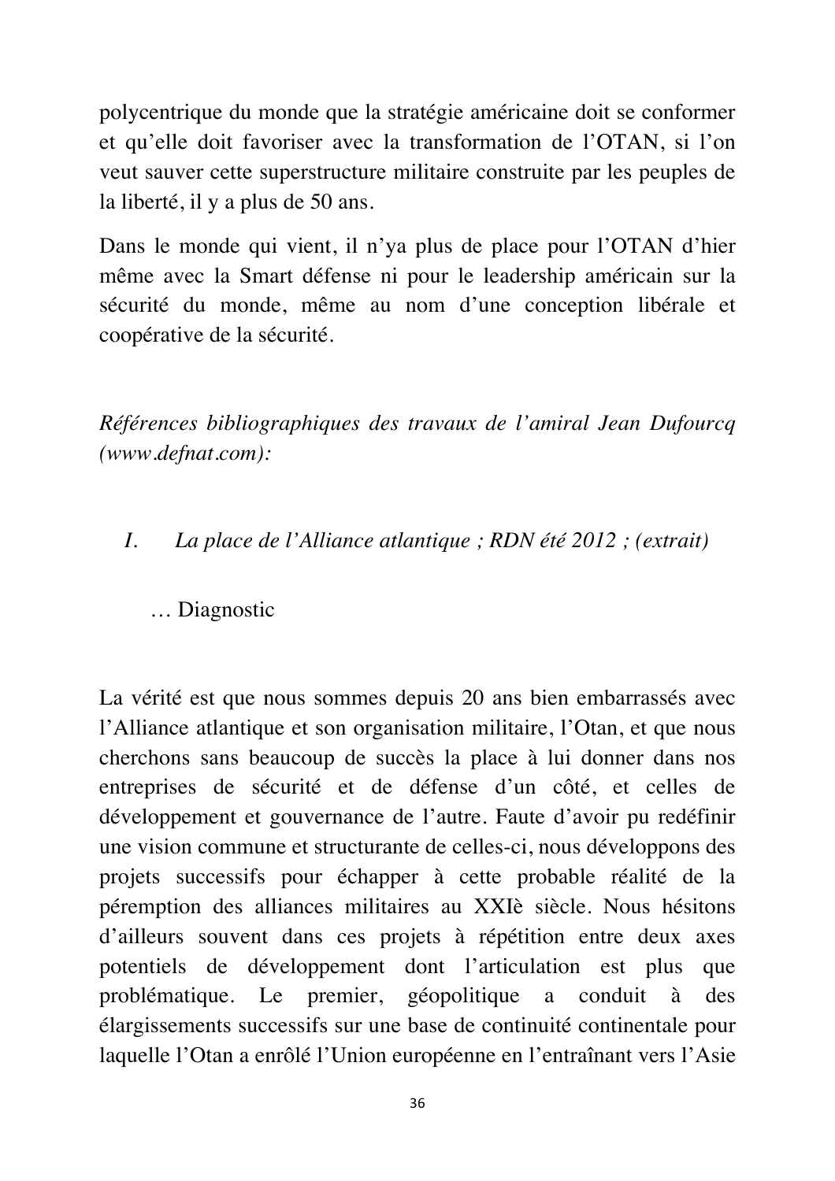polycentrique du monde que la stratégie américaine doit se conformer et qu'elle doit favoriser avec la transformation de l'OTAN, si l'on veut sauver cette superstructure militaire construite par les peuples de la liberté, il y a plus de 50 ans.

Dans le monde qui vient, il n'ya plus de place pour l'OTAN d'hier même avec la Smart défense ni pour le leadership américain sur la sécurité du monde, même au nom d'une conception libérale et coopérative de la sécurité.

*Références bibliographiques des travaux de l'amiral Jean Dufourcq (www.defnat.com):*

I. *La place de l'Alliance atlantique ; RDN été 2012 ; (extrait)*

… Diagnostic

La vérité est que nous sommes depuis 20 ans bien embarrassés avec l'Alliance atlantique et son organisation militaire, l'Otan, et que nous cherchons sans beaucoup de succès la place à lui donner dans nos entreprises de sécurité et de défense d'un côté, et celles de développement et gouvernance de l'autre. Faute d'avoir pu redéfinir une vision commune et structurante de celles-ci, nous développons des projets successifs pour échapper à cette probable réalité de la péremption des alliances militaires au XXIè siècle. Nous hésitons d'ailleurs souvent dans ces projets à répétition entre deux axes potentiels de développement dont l'articulation est plus que problématique. Le premier, géopolitique a conduit à des élargissements successifs sur une base de continuité continentale pour laquelle l'Otan a enrôlé l'Union européenne en l'entraînant vers l'Asie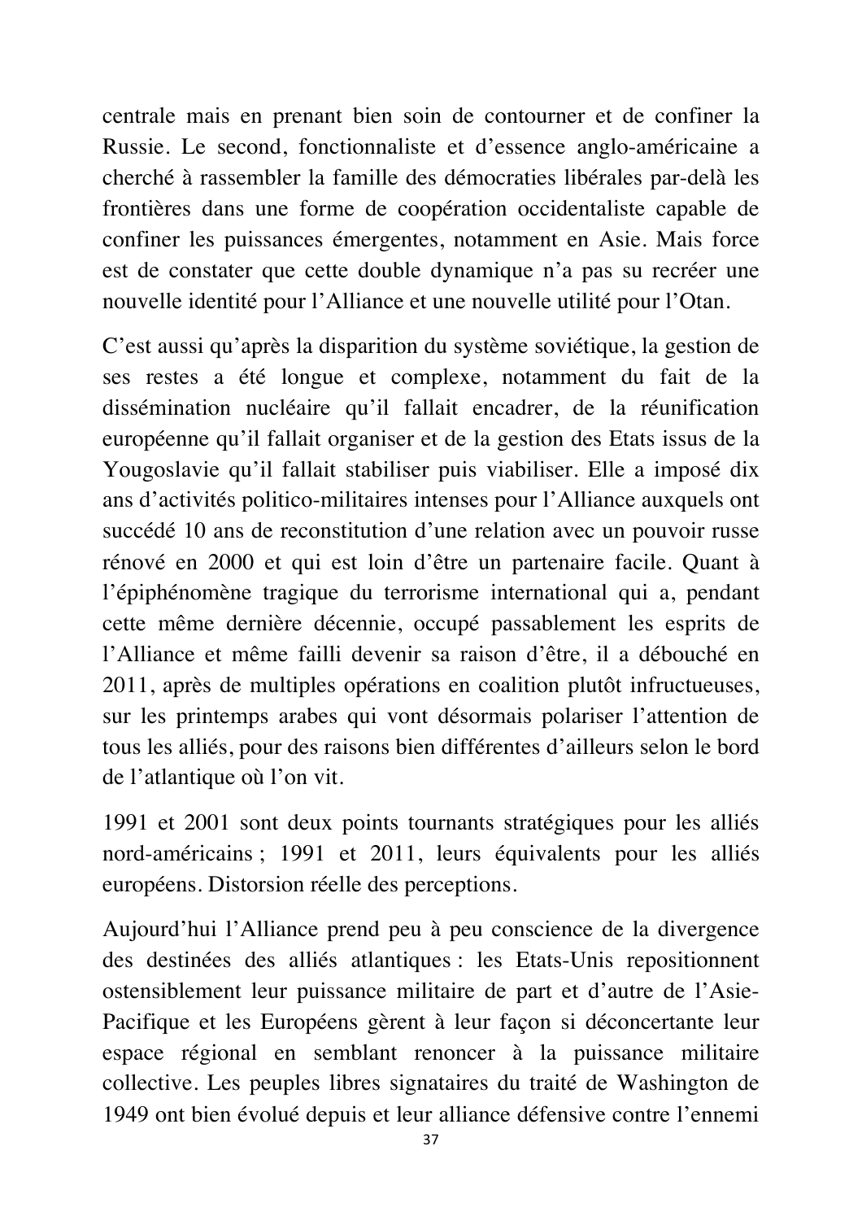centrale mais en prenant bien soin de contourner et de confiner la Russie. Le second, fonctionnaliste et d'essence anglo-américaine a cherché à rassembler la famille des démocraties libérales par-delà les frontières dans une forme de coopération occidentaliste capable de confiner les puissances émergentes, notamment en Asie. Mais force est de constater que cette double dynamique n'a pas su recréer une nouvelle identité pour l'Alliance et une nouvelle utilité pour l'Otan.

C'est aussi qu'après la disparition du système soviétique, la gestion de ses restes a été longue et complexe, notamment du fait de la dissémination nucléaire qu'il fallait encadrer, de la réunification européenne qu'il fallait organiser et de la gestion des Etats issus de la Yougoslavie qu'il fallait stabiliser puis viabiliser. Elle a imposé dix ans d'activités politico-militaires intenses pour l'Alliance auxquels ont succédé 10 ans de reconstitution d'une relation avec un pouvoir russe rénové en 2000 et qui est loin d'être un partenaire facile. Quant à l'épiphénomène tragique du terrorisme international qui a, pendant cette même dernière décennie, occupé passablement les esprits de l'Alliance et même failli devenir sa raison d'être, il a débouché en 2011, après de multiples opérations en coalition plutôt infructueuses, sur les printemps arabes qui vont désormais polariser l'attention de tous les alliés, pour des raisons bien différentes d'ailleurs selon le bord de l'atlantique où l'on vit.

1991 et 2001 sont deux points tournants stratégiques pour les alliés nord-américains ; 1991 et 2011, leurs équivalents pour les alliés européens. Distorsion réelle des perceptions.

Aujourd'hui l'Alliance prend peu à peu conscience de la divergence des destinées des alliés atlantiques : les Etats-Unis repositionnent ostensiblement leur puissance militaire de part et d'autre de l'Asie-Pacifique et les Européens gèrent à leur façon si déconcertante leur espace régional en semblant renoncer à la puissance militaire collective. Les peuples libres signataires du traité de Washington de 1949 ont bien évolué depuis et leur alliance défensive contre l'ennemi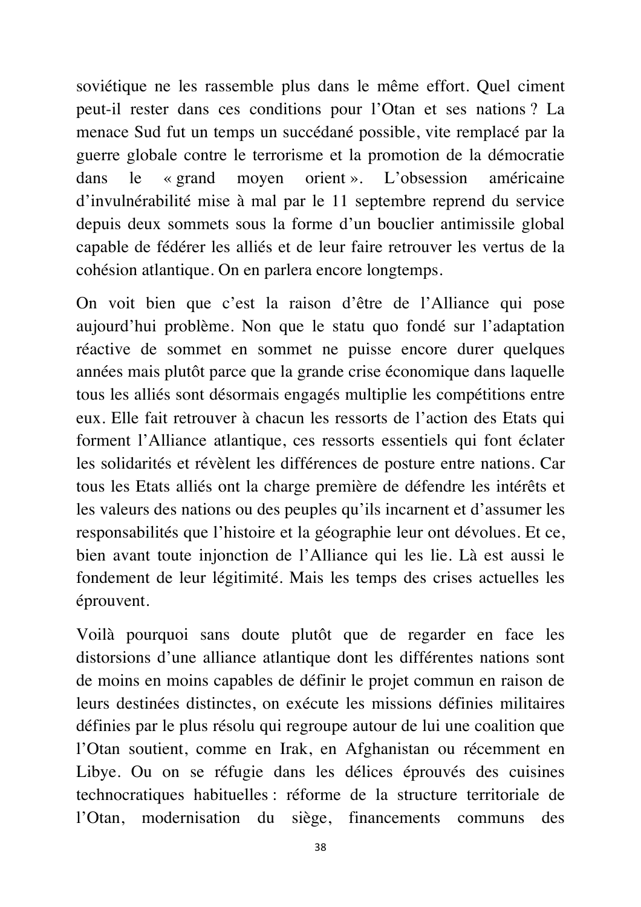soviétique ne les rassemble plus dans le même effort. Quel ciment peut-il rester dans ces conditions pour l'Otan et ses nations ? La menace Sud fut un temps un succédané possible, vite remplacé par la guerre globale contre le terrorisme et la promotion de la démocratie dans le « grand moyen orient ». L'obsession américaine d'invulnérabilité mise à mal par le 11 septembre reprend du service depuis deux sommets sous la forme d'un bouclier antimissile global capable de fédérer les alliés et de leur faire retrouver les vertus de la cohésion atlantique. On en parlera encore longtemps.

On voit bien que c'est la raison d'être de l'Alliance qui pose aujourd'hui problème. Non que le statu quo fondé sur l'adaptation réactive de sommet en sommet ne puisse encore durer quelques années mais plutôt parce que la grande crise économique dans laquelle tous les alliés sont désormais engagés multiplie les compétitions entre eux. Elle fait retrouver à chacun les ressorts de l'action des Etats qui forment l'Alliance atlantique, ces ressorts essentiels qui font éclater les solidarités et révèlent les différences de posture entre nations. Car tous les Etats alliés ont la charge première de défendre les intérêts et les valeurs des nations ou des peuples qu'ils incarnent et d'assumer les responsabilités que l'histoire et la géographie leur ont dévolues. Et ce, bien avant toute injonction de l'Alliance qui les lie. Là est aussi le fondement de leur légitimité. Mais les temps des crises actuelles les éprouvent.

Voilà pourquoi sans doute plutôt que de regarder en face les distorsions d'une alliance atlantique dont les différentes nations sont de moins en moins capables de définir le projet commun en raison de leurs destinées distinctes, on exécute les missions définies militaires définies par le plus résolu qui regroupe autour de lui une coalition que l'Otan soutient, comme en Irak, en Afghanistan ou récemment en Libye. Ou on se réfugie dans les délices éprouvés des cuisines technocratiques habituelles : réforme de la structure territoriale de l'Otan, modernisation du siège, financements communs des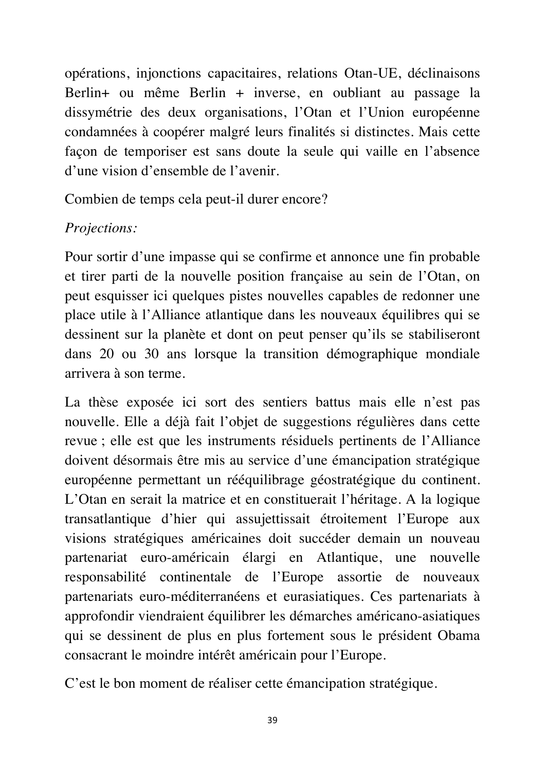opérations, injonctions capacitaires, relations Otan-UE, déclinaisons Berlin+ ou même Berlin + inverse, en oubliant au passage la dissymétrie des deux organisations, l'Otan et l'Union européenne condamnées à coopérer malgré leurs finalités si distinctes. Mais cette façon de temporiser est sans doute la seule qui vaille en l'absence d'une vision d'ensemble de l'avenir.

Combien de temps cela peut-il durer encore?

*Projections:*

Pour sortir d'une impasse qui se confirme et annonce une fin probable et tirer parti de la nouvelle position française au sein de l'Otan, on peut esquisser ici quelques pistes nouvelles capables de redonner une place utile à l'Alliance atlantique dans les nouveaux équilibres qui se dessinent sur la planète et dont on peut penser qu'ils se stabiliseront dans 20 ou 30 ans lorsque la transition démographique mondiale arrivera à son terme.

La thèse exposée ici sort des sentiers battus mais elle n'est pas nouvelle. Elle a déjà fait l'objet de suggestions régulières dans cette revue ; elle est que les instruments résiduels pertinents de l'Alliance doivent désormais être mis au service d'une émancipation stratégique européenne permettant un rééquilibrage géostratégique du continent. L'Otan en serait la matrice et en constituerait l'héritage. A la logique transatlantique d'hier qui assujettissait étroitement l'Europe aux visions stratégiques américaines doit succéder demain un nouveau partenariat euro-américain élargi en Atlantique, une nouvelle responsabilité continentale de l'Europe assortie de nouveaux partenariats euro-méditerranéens et eurasiatiques. Ces partenariats à approfondir viendraient équilibrer les démarches américano-asiatiques qui se dessinent de plus en plus fortement sous le président Obama consacrant le moindre intérêt américain pour l'Europe.

C'est le bon moment de réaliser cette émancipation stratégique.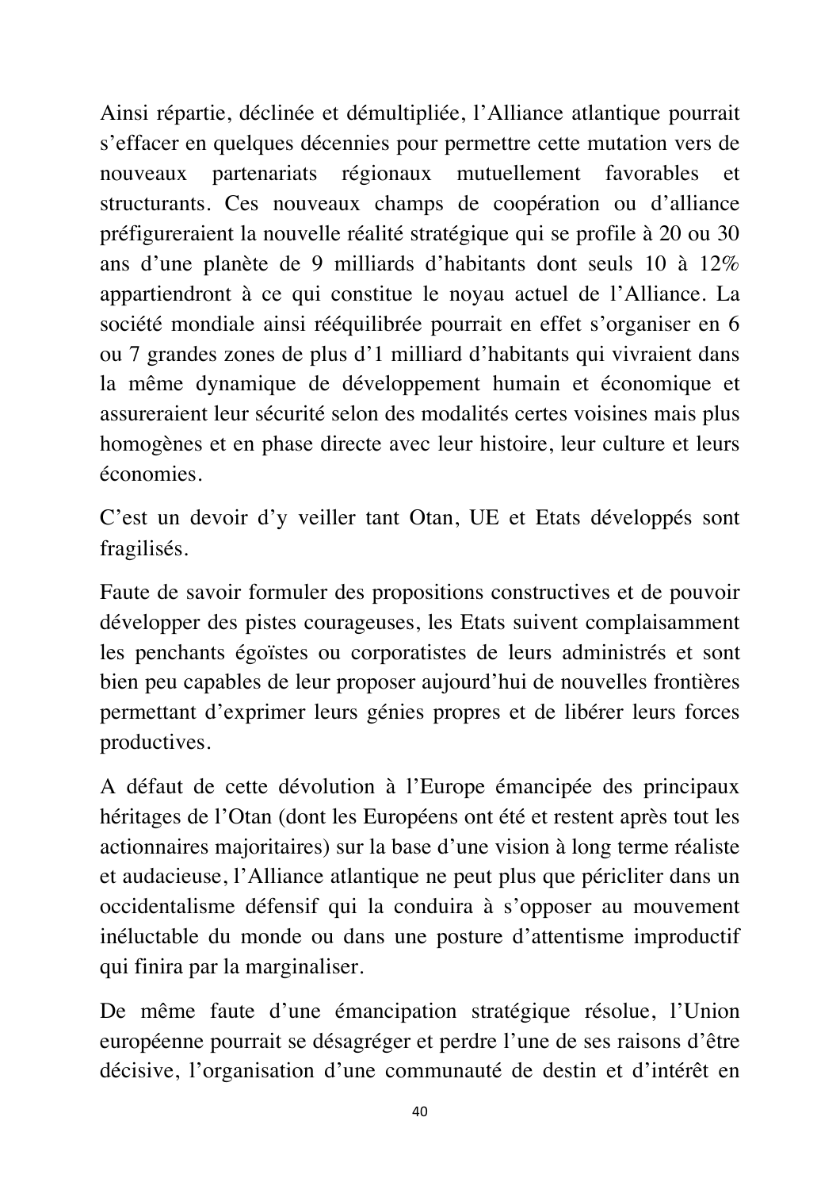Ainsi répartie, déclinée et démultipliée, l'Alliance atlantique pourrait s'effacer en quelques décennies pour permettre cette mutation vers de nouveaux partenariats régionaux mutuellement favorables et structurants. Ces nouveaux champs de coopération ou d'alliance préfigureraient la nouvelle réalité stratégique qui se profile à 20 ou 30 ans d'une planète de 9 milliards d'habitants dont seuls 10 à 12% appartiendront à ce qui constitue le noyau actuel de l'Alliance. La société mondiale ainsi rééquilibrée pourrait en effet s'organiser en 6 ou 7 grandes zones de plus d'1 milliard d'habitants qui vivraient dans la même dynamique de développement humain et économique et assureraient leur sécurité selon des modalités certes voisines mais plus homogènes et en phase directe avec leur histoire, leur culture et leurs économies.

C'est un devoir d'y veiller tant Otan, UE et Etats développés sont fragilisés.

Faute de savoir formuler des propositions constructives et de pouvoir développer des pistes courageuses, les Etats suivent complaisamment les penchants égoïstes ou corporatistes de leurs administrés et sont bien peu capables de leur proposer aujourd'hui de nouvelles frontières permettant d'exprimer leurs génies propres et de libérer leurs forces productives.

A défaut de cette dévolution à l'Europe émancipée des principaux héritages de l'Otan (dont les Européens ont été et restent après tout les actionnaires majoritaires) sur la base d'une vision à long terme réaliste et audacieuse, l'Alliance atlantique ne peut plus que péricliter dans un occidentalisme défensif qui la conduira à s'opposer au mouvement inéluctable du monde ou dans une posture d'attentisme improductif qui finira par la marginaliser.

De même faute d'une émancipation stratégique résolue, l'Union européenne pourrait se désagréger et perdre l'une de ses raisons d'être décisive, l'organisation d'une communauté de destin et d'intérêt en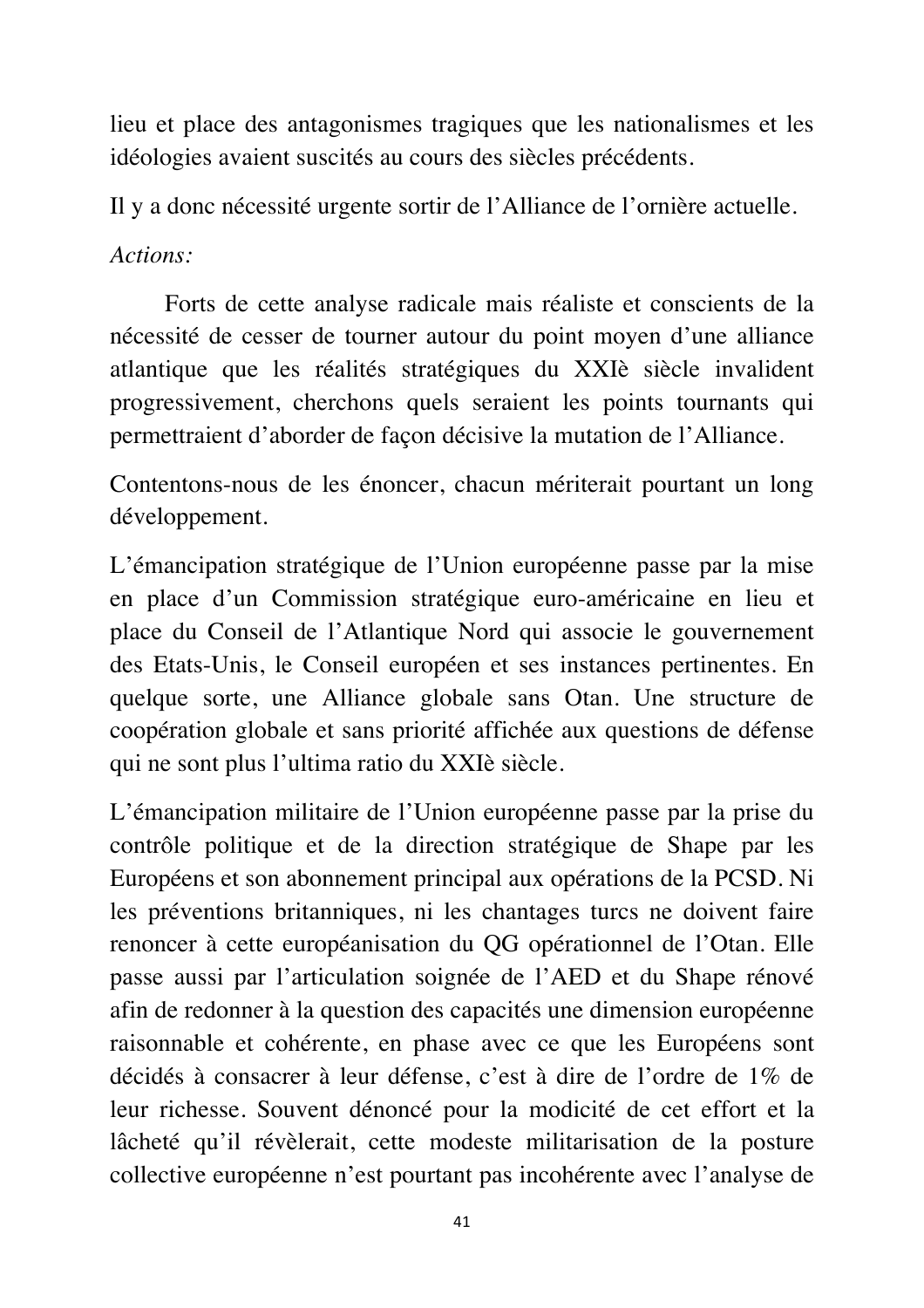lieu et place des antagonismes tragiques que les nationalismes et les idéologies avaient suscités au cours des siècles précédents.

Il y a donc nécessité urgente sortir de l'Alliance de l'ornière actuelle.

*Actions:*

Forts de cette analyse radicale mais réaliste et conscients de la nécessité de cesser de tourner autour du point moyen d'une alliance atlantique que les réalités stratégiques du XXIè siècle invalident progressivement, cherchons quels seraient les points tournants qui permettraient d'aborder de façon décisive la mutation de l'Alliance.

Contentons-nous de les énoncer, chacun mériterait pourtant un long développement.

L'émancipation stratégique de l'Union européenne passe par la mise en place d'un Commission stratégique euro-américaine en lieu et place du Conseil de l'Atlantique Nord qui associe le gouvernement des Etats-Unis, le Conseil européen et ses instances pertinentes. En quelque sorte, une Alliance globale sans Otan. Une structure de coopération globale et sans priorité affichée aux questions de défense qui ne sont plus l'ultima ratio du XXIè siècle.

L'émancipation militaire de l'Union européenne passe par la prise du contrôle politique et de la direction stratégique de Shape par les Européens et son abonnement principal aux opérations de la PCSD. Ni les préventions britanniques, ni les chantages turcs ne doivent faire renoncer à cette européanisation du QG opérationnel de l'Otan. Elle passe aussi par l'articulation soignée de l'AED et du Shape rénové afin de redonner à la question des capacités une dimension européenne raisonnable et cohérente, en phase avec ce que les Européens sont décidés à consacrer à leur défense, c'est à dire de l'ordre de 1% de leur richesse. Souvent dénoncé pour la modicité de cet effort et la lâcheté qu'il révèlerait, cette modeste militarisation de la posture collective européenne n'est pourtant pas incohérente avec l'analyse de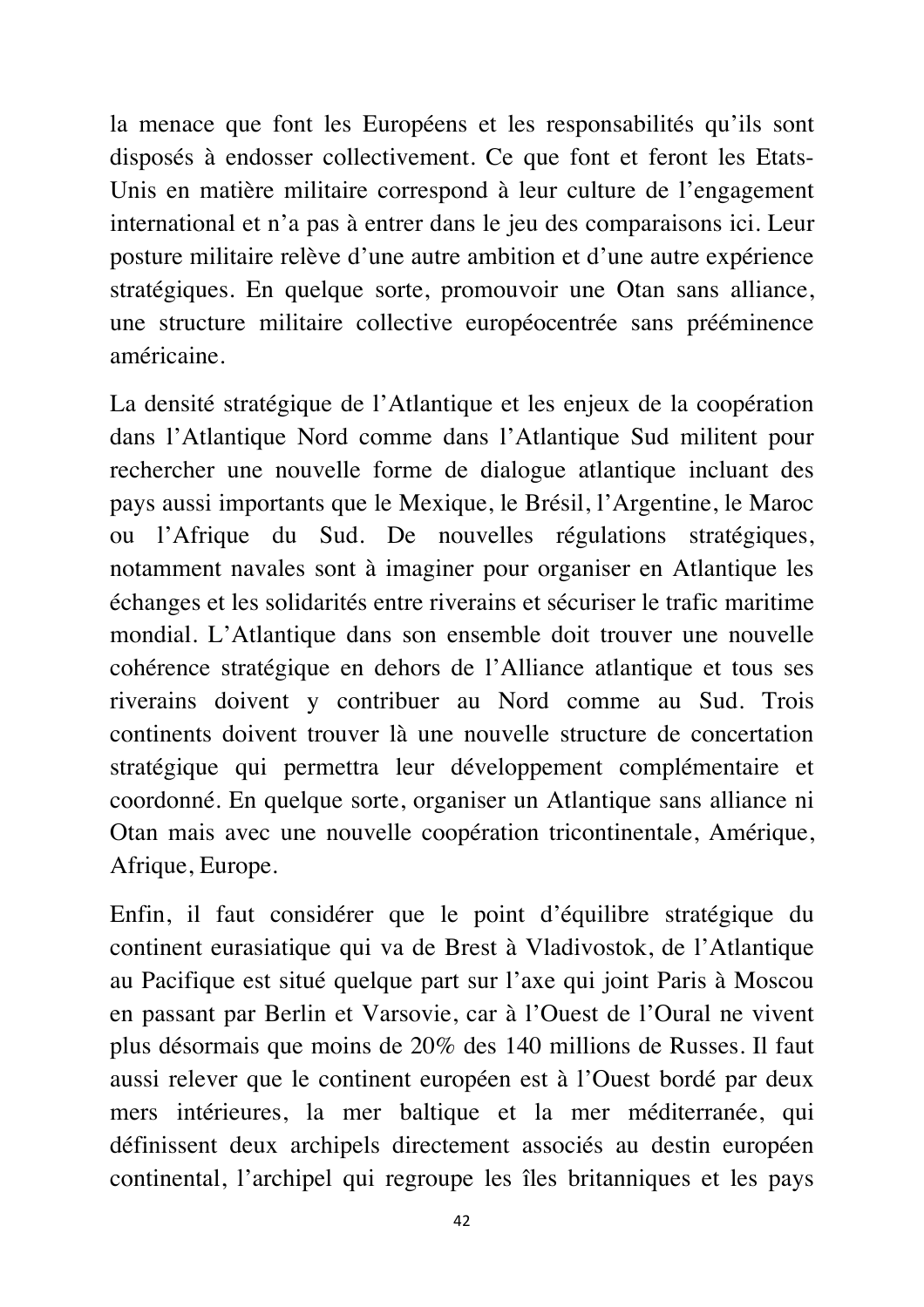la menace que font les Européens et les responsabilités qu'ils sont disposés à endosser collectivement. Ce que font et feront les Etats-Unis en matière militaire correspond à leur culture de l'engagement international et n'a pas à entrer dans le jeu des comparaisons ici. Leur posture militaire relève d'une autre ambition et d'une autre expérience stratégiques. En quelque sorte, promouvoir une Otan sans alliance, une structure militaire collective européocentrée sans prééminence américaine.

La densité stratégique de l'Atlantique et les enjeux de la coopération dans l'Atlantique Nord comme dans l'Atlantique Sud militent pour rechercher une nouvelle forme de dialogue atlantique incluant des pays aussi importants que le Mexique, le Brésil, l'Argentine, le Maroc ou l'Afrique du Sud. De nouvelles régulations stratégiques, notamment navales sont à imaginer pour organiser en Atlantique les échanges et les solidarités entre riverains et sécuriser le trafic maritime mondial. L'Atlantique dans son ensemble doit trouver une nouvelle cohérence stratégique en dehors de l'Alliance atlantique et tous ses riverains doivent y contribuer au Nord comme au Sud. Trois continents doivent trouver là une nouvelle structure de concertation stratégique qui permettra leur développement complémentaire et coordonné. En quelque sorte, organiser un Atlantique sans alliance ni Otan mais avec une nouvelle coopération tricontinentale, Amérique, Afrique, Europe.

Enfin, il faut considérer que le point d'équilibre stratégique du continent eurasiatique qui va de Brest à Vladivostok, de l'Atlantique au Pacifique est situé quelque part sur l'axe qui joint Paris à Moscou en passant par Berlin et Varsovie, car à l'Ouest de l'Oural ne vivent plus désormais que moins de 20% des 140 millions de Russes. Il faut aussi relever que le continent européen est à l'Ouest bordé par deux mers intérieures, la mer baltique et la mer méditerranée, qui définissent deux archipels directement associés au destin européen continental, l'archipel qui regroupe les îles britanniques et les pays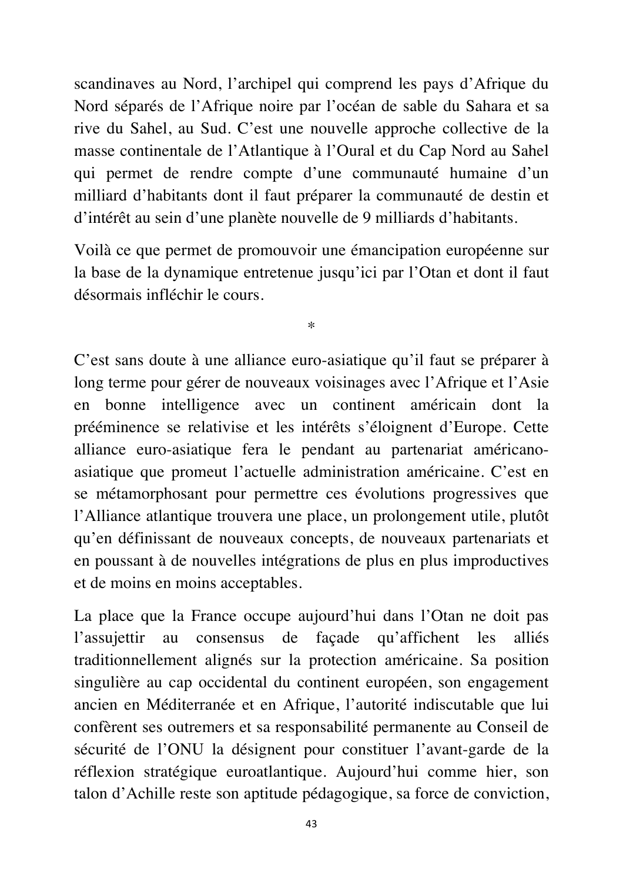scandinaves au Nord, l'archipel qui comprend les pays d'Afrique du Nord séparés de l'Afrique noire par l'océan de sable du Sahara et sa rive du Sahel, au Sud. C'est une nouvelle approche collective de la masse continentale de l'Atlantique à l'Oural et du Cap Nord au Sahel qui permet de rendre compte d'une communauté humaine d'un milliard d'habitants dont il faut préparer la communauté de destin et d'intérêt au sein d'une planète nouvelle de 9 milliards d'habitants.

Voilà ce que permet de promouvoir une émancipation européenne sur la base de la dynamique entretenue jusqu'ici par l'Otan et dont il faut désormais infléchir le cours.

*

C'est sans doute à une alliance euro-asiatique qu'il faut se préparer à long terme pour gérer de nouveaux voisinages avec l'Afrique et l'Asie en bonne intelligence avec un continent américain dont la prééminence se relativise et les intérêts s'éloignent d'Europe. Cette alliance euro-asiatique fera le pendant au partenariat américano-asiatique que promeut l'actuelle administration américaine. C'est en se métamorphosant pour permettre ces évolutions progressives que l'Alliance atlantique trouvera une place, un prolongement utile, plutôt qu'en définissant de nouveaux concepts, de nouveaux partenariats et en poussant à de nouvelles intégrations de plus en plus improductives et de moins en moins acceptables.

La place que la France occupe aujourd'hui dans l'Otan ne doit pas l'assujettir au consensus de façade qu'affichent les alliés traditionnellement alignés sur la protection américaine. Sa position singulière au cap occidental du continent européen, son engagement ancien en Méditerranée et en Afrique, l'autorité indiscutable que lui confèrent ses outremers et sa responsabilité permanente au Conseil de sécurité de l'ONU la désignent pour constituer l'avant-garde de la réflexion stratégique euroatlantique. Aujourd'hui comme hier, son talon d'Achille reste son aptitude pédagogique, sa force de conviction,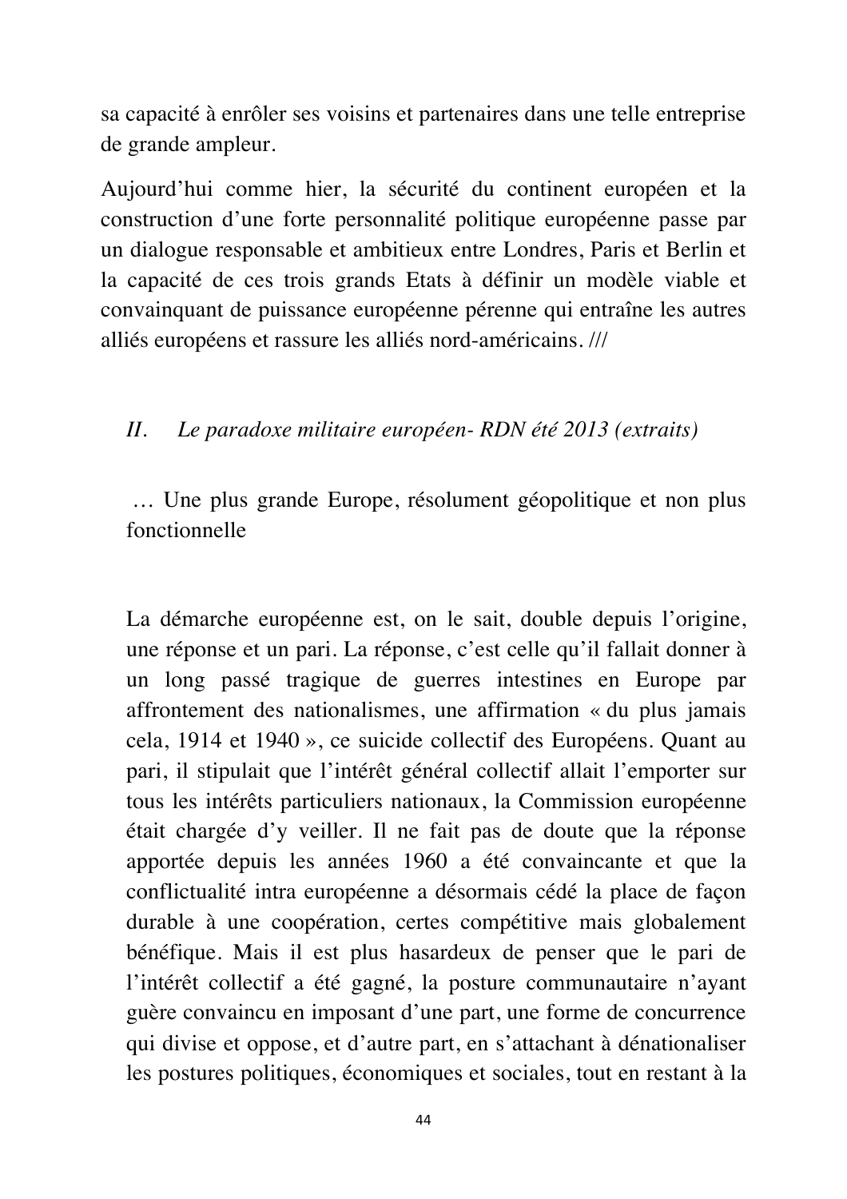sa capacité à enrôler ses voisins et partenaires dans une telle entreprise de grande ampleur.

Aujourd'hui comme hier, la sécurité du continent européen et la construction d'une forte personnalité politique européenne passe par un dialogue responsable et ambitieux entre Londres, Paris et Berlin et la capacité de ces trois grands Etats à définir un modèle viable et convainquant de puissance européenne pérenne qui entraîne les autres alliés européens et rassure les alliés nord-américains. ///

## *II. Le paradoxe militaire européen- RDN été 2013 (extraits)*

… Une plus grande Europe, résolument géopolitique et non plus fonctionnelle

La démarche européenne est, on le sait, double depuis l'origine, une réponse et un pari. La réponse, c'est celle qu'il fallait donner à un long passé tragique de guerres intestines en Europe par affrontement des nationalismes, une affirmation « du plus jamais cela, 1914 et 1940 », ce suicide collectif des Européens. Quant au pari, il stipulait que l'intérêt général collectif allait l'emporter sur tous les intérêts particuliers nationaux, la Commission européenne était chargée d'y veiller. Il ne fait pas de doute que la réponse apportée depuis les années 1960 a été convaincante et que la conflictualité intra européenne a désormais cédé la place de façon durable à une coopération, certes compétitive mais globalement bénéfique. Mais il est plus hasardeux de penser que le pari de l'intérêt collectif a été gagné, la posture communautaire n'ayant guère convaincu en imposant d'une part, une forme de concurrence qui divise et oppose, et d'autre part, en s'attachant à dénationaliser les postures politiques, économiques et sociales, tout en restant à la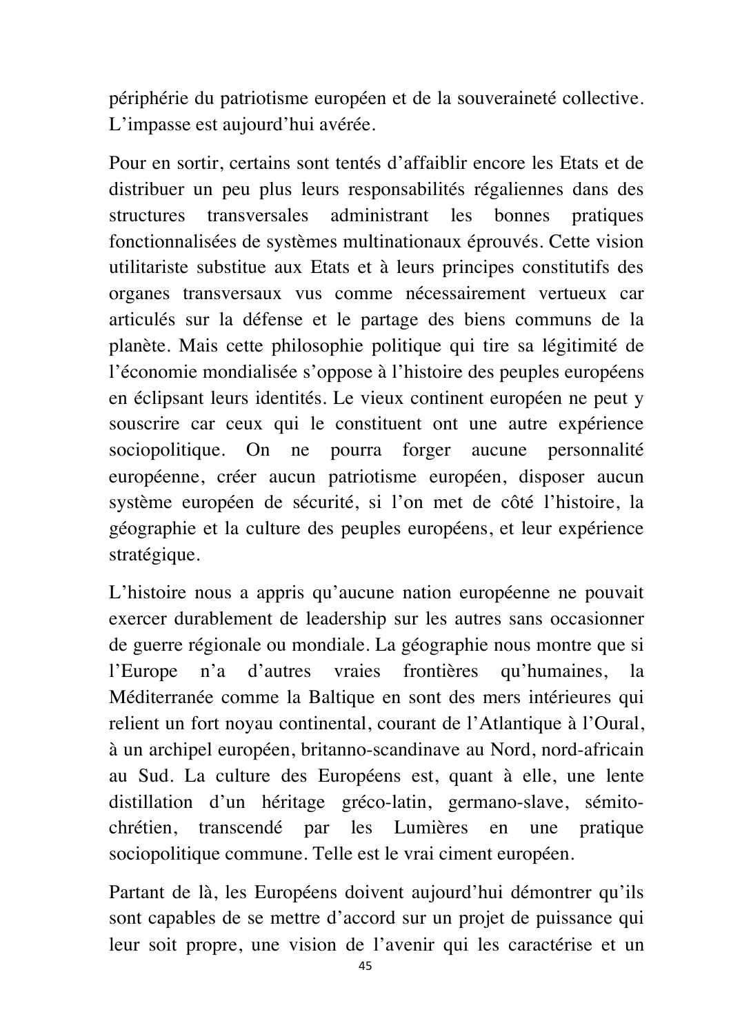périphérie du patriotisme européen et de la souveraineté collective. L'impasse est aujourd'hui avérée.

Pour en sortir, certains sont tentés d'affaiblir encore les Etats et de distribuer un peu plus leurs responsabilités régaliennes dans des structures transversales administrant les bonnes pratiques fonctionnalisées de systèmes multinationaux éprouvés. Cette vision utilitariste substitue aux Etats et à leurs principes constitutifs des organes transversaux vus comme nécessairement vertueux car articulés sur la défense et le partage des biens communs de la planète. Mais cette philosophie politique qui tire sa légitimité de l'économie mondialisée s'oppose à l'histoire des peuples européens en éclipsant leurs identités. Le vieux continent européen ne peut y souscrire car ceux qui le constituent ont une autre expérience sociopolitique. On ne pourra forger aucune personnalité européenne, créer aucun patriotisme européen, disposer aucun système européen de sécurité, si l'on met de côté l'histoire, la géographie et la culture des peuples européens, et leur expérience stratégique.

L'histoire nous a appris qu'aucune nation européenne ne pouvait exercer durablement de leadership sur les autres sans occasionner de guerre régionale ou mondiale. La géographie nous montre que si l'Europe n'a d'autres vraies frontières qu'humaines, la Méditerranée comme la Baltique en sont des mers intérieures qui relient un fort noyau continental, courant de l'Atlantique à l'Oural, à un archipel européen, britanno-scandinave au Nord, nord-africain au Sud. La culture des Européens est, quant à elle, une lente distillation d'un héritage gréco-latin, germano-slave, sémito-chrétien, transcendé par les Lumières en une pratique sociopolitique commune. Telle est le vrai ciment européen.

Partant de là, les Européens doivent aujourd'hui démontrer qu'ils sont capables de se mettre d'accord sur un projet de puissance qui leur soit propre, une vision de l'avenir qui les caractérise et un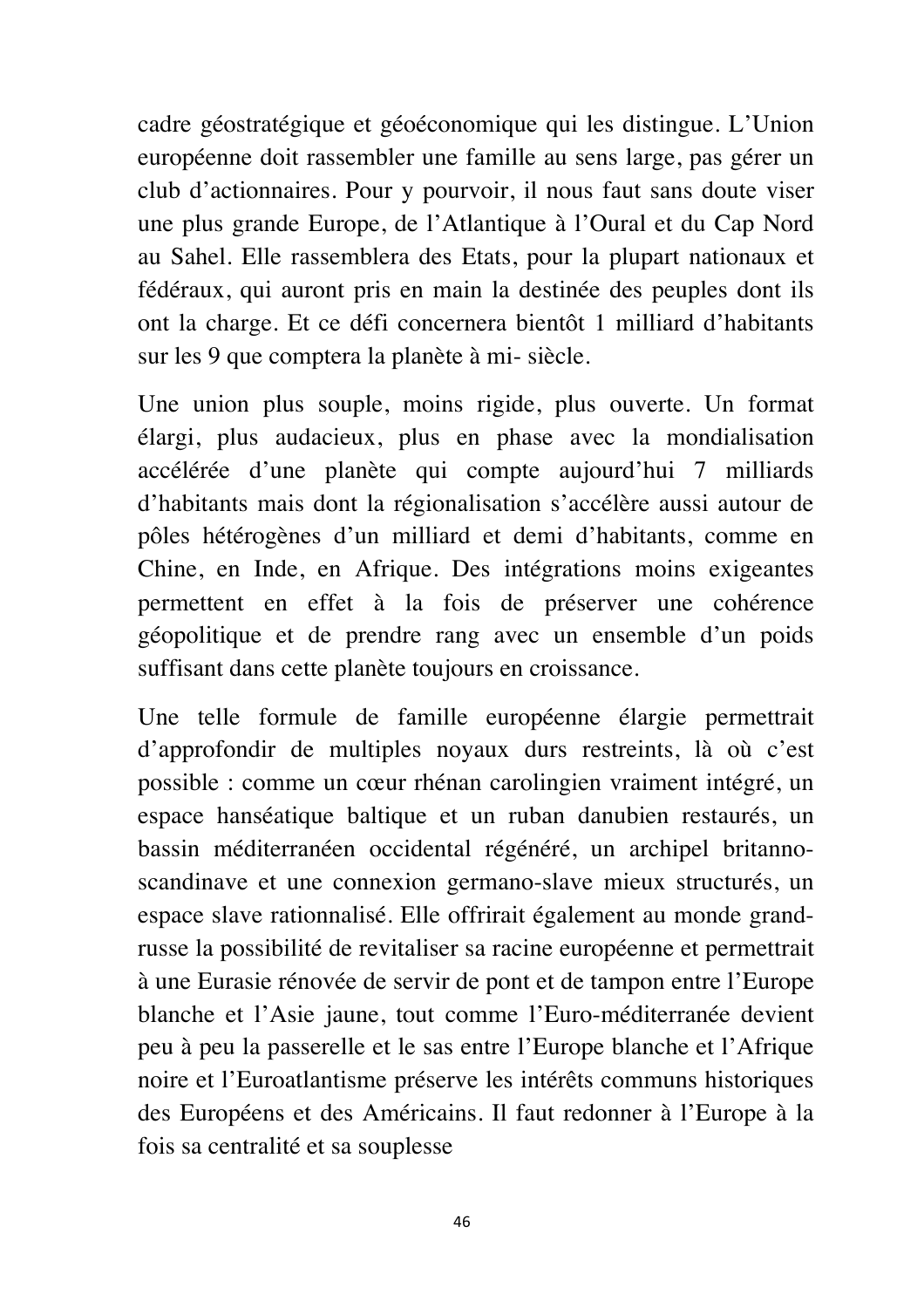cadre géostratégique et géoéconomique qui les distingue. L'Union européenne doit rassembler une famille au sens large, pas gérer un club d'actionnaires. Pour y pourvoir, il nous faut sans doute viser une plus grande Europe, de l'Atlantique à l'Oural et du Cap Nord au Sahel. Elle rassemblera des Etats, pour la plupart nationaux et fédéraux, qui auront pris en main la destinée des peuples dont ils ont la charge. Et ce défi concernera bientôt 1 milliard d'habitants sur les 9 que comptera la planète à mi- siècle.

Une union plus souple, moins rigide, plus ouverte. Un format élargi, plus audacieux, plus en phase avec la mondialisation accélérée d'une planète qui compte aujourd'hui 7 milliards d'habitants mais dont la régionalisation s'accélère aussi autour de pôles hétérogènes d'un milliard et demi d'habitants, comme en Chine, en Inde, en Afrique. Des intégrations moins exigeantes permettent en effet à la fois de préserver une cohérence géopolitique et de prendre rang avec un ensemble d'un poids suffisant dans cette planète toujours en croissance.

Une telle formule de famille européenne élargie permettrait d'approfondir de multiples noyaux durs restreints, là où c'est possible : comme un cœur rhénan carolingien vraiment intégré, un espace hanséatique baltique et un ruban danubien restaurés, un bassin méditerranéen occidental régénéré, un archipel britanno-scandinave et une connexion germano-slave mieux structurés, un espace slave rationnalisé. Elle offrirait également au monde grand-russe la possibilité de revitaliser sa racine européenne et permettrait à une Eurasie rénovée de servir de pont et de tampon entre l'Europe blanche et l'Asie jaune, tout comme l'Euro-méditerranée devient peu à peu la passerelle et le sas entre l'Europe blanche et l'Afrique noire et l'Euroatlantisme préserve les intérêts communs historiques des Européens et des Américains. Il faut redonner à l'Europe à la fois sa centralité et sa souplesse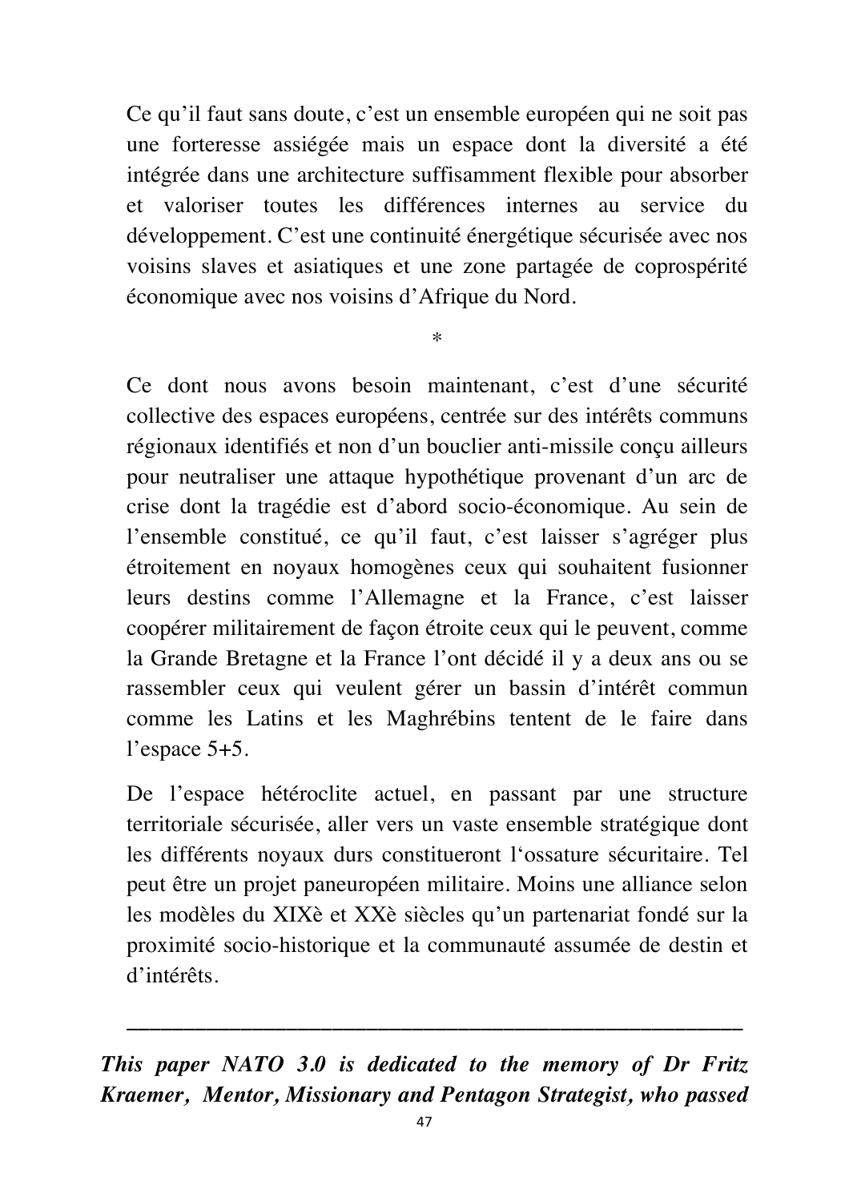Ce qu'il faut sans doute, c'est un ensemble européen qui ne soit pas une forteresse assiégée mais un espace dont la diversité a été intégrée dans une architecture suffisamment flexible pour absorber et valoriser toutes les différences internes au service du développement. C'est une continuité énergétique sécurisée avec nos voisins slaves et asiatiques et une zone partagée de coprospérité économique avec nos voisins d'Afrique du Nord.

*

Ce dont nous avons besoin maintenant, c'est d'une sécurité collective des espaces européens, centrée sur des intérêts communs régionaux identifiés et non d'un bouclier anti-missile conçu ailleurs pour neutraliser une attaque hypothétique provenant d'un arc de crise dont la tragédie est d'abord socio-économique. Au sein de l'ensemble constitué, ce qu'il faut, c'est laisser s'agréger plus étroitement en noyaux homogènes ceux qui souhaitent fusionner leurs destins comme l'Allemagne et la France, c'est laisser coopérer militairement de façon étroite ceux qui le peuvent, comme la Grande Bretagne et la France l'ont décidé il y a deux ans ou se rassembler ceux qui veulent gérer un bassin d'intérêt commun comme les Latins et les Maghrébins tentent de le faire dans l'espace 5+5.

De l'espace hétéroclite actuel, en passant par une structure territoriale sécurisée, aller vers un vaste ensemble stratégique dont les différents noyaux durs constitueront l'ossature sécuritaire. Tel peut être un projet paneuropéen militaire. Moins une alliance selon les modèles du XIXè et XXè siècles qu'un partenariat fondé sur la proximité socio-historique et la communauté assumée de destin et d'intérêts.

---

***This paper NATO 3.0 is dedicated to the memory of Dr Fritz Kraemer, Mentor, Missionary and Pentagon Strategist, who passed***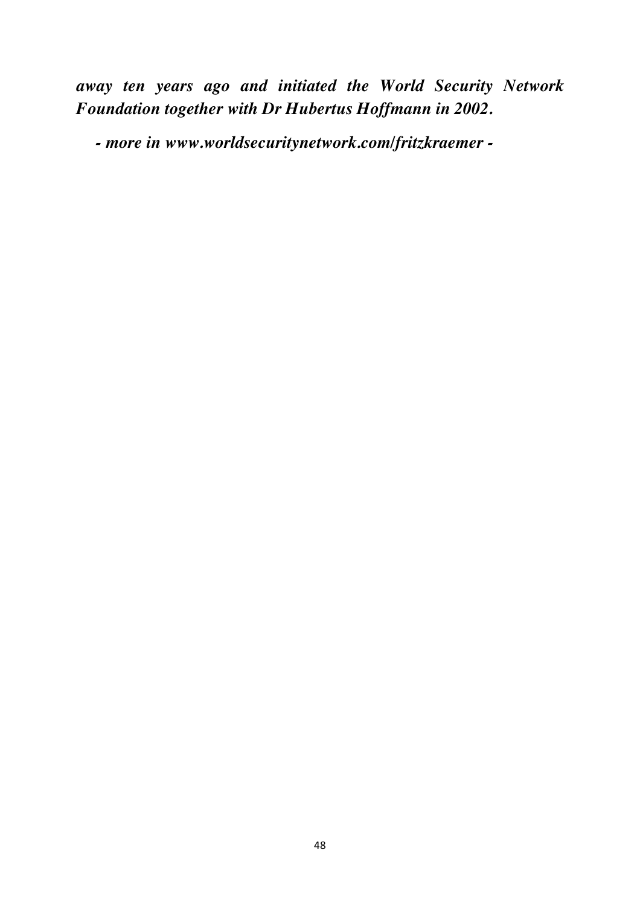***away ten years ago and initiated the World Security Network Foundation together with Dr Hubertus Hoffmann in 2002.***

***- more in www.worldsecuritynetwork.com/fritzkraemer -***